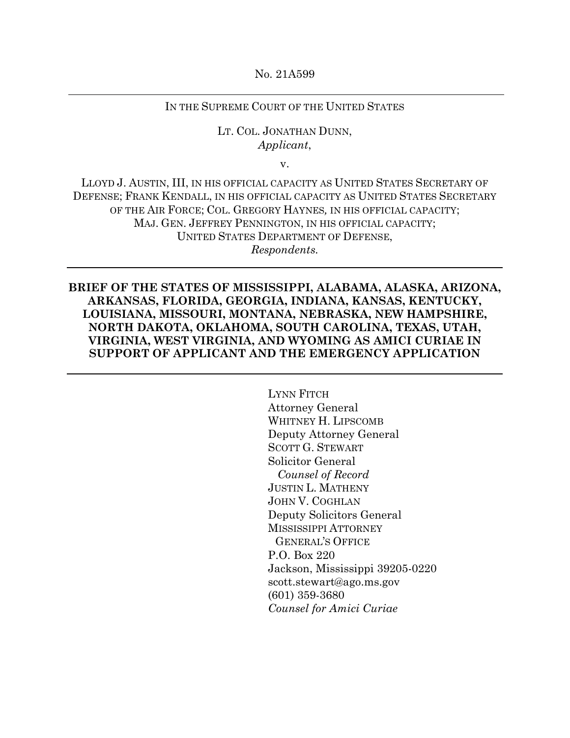No. 21A599

---

IN THE SUPREME COURT OF THE UNITED STATES

LT. COL. JONATHAN DUNN,
*Applicant*,

v.

LLOYD J. AUSTIN, III, IN HIS OFFICIAL CAPACITY AS UNITED STATES SECRETARY OF DEFENSE; FRANK KENDALL, IN HIS OFFICIAL CAPACITY AS UNITED STATES SECRETARY OF THE AIR FORCE; COL. GREGORY HAYNES, IN HIS OFFICIAL CAPACITY; MAJ. GEN. JEFFREY PENNINGTON, IN HIS OFFICIAL CAPACITY; UNITED STATES DEPARTMENT OF DEFENSE,
*Respondents*.

---

**BRIEF OF THE STATES OF MISSISSIPPI, ALABAMA, ALASKA, ARIZONA, ARKANSAS, FLORIDA, GEORGIA, INDIANA, KANSAS, KENTUCKY, LOUISIANA, MISSOURI, MONTANA, NEBRASKA, NEW HAMPSHIRE, NORTH DAKOTA, OKLAHOMA, SOUTH CAROLINA, TEXAS, UTAH, VIRGINIA, WEST VIRGINIA, AND WYOMING AS AMICI CURIAE IN SUPPORT OF APPLICANT AND THE EMERGENCY APPLICATION**

---

LYNN FITCH
Attorney General
WHITNEY H. LIPSCOMB
Deputy Attorney General
SCOTT G. STEWART
Solicitor General
*Counsel of Record*
JUSTIN L. MATHENY
JOHN V. COGHLAN
Deputy Solicitors General
MISSISSIPPI ATTORNEY GENERAL'S OFFICE
P.O. Box 220
Jackson, Mississippi 39205-0220
scott.stewart@ago.ms.gov
(601) 359-3680
*Counsel for Amici Curiae*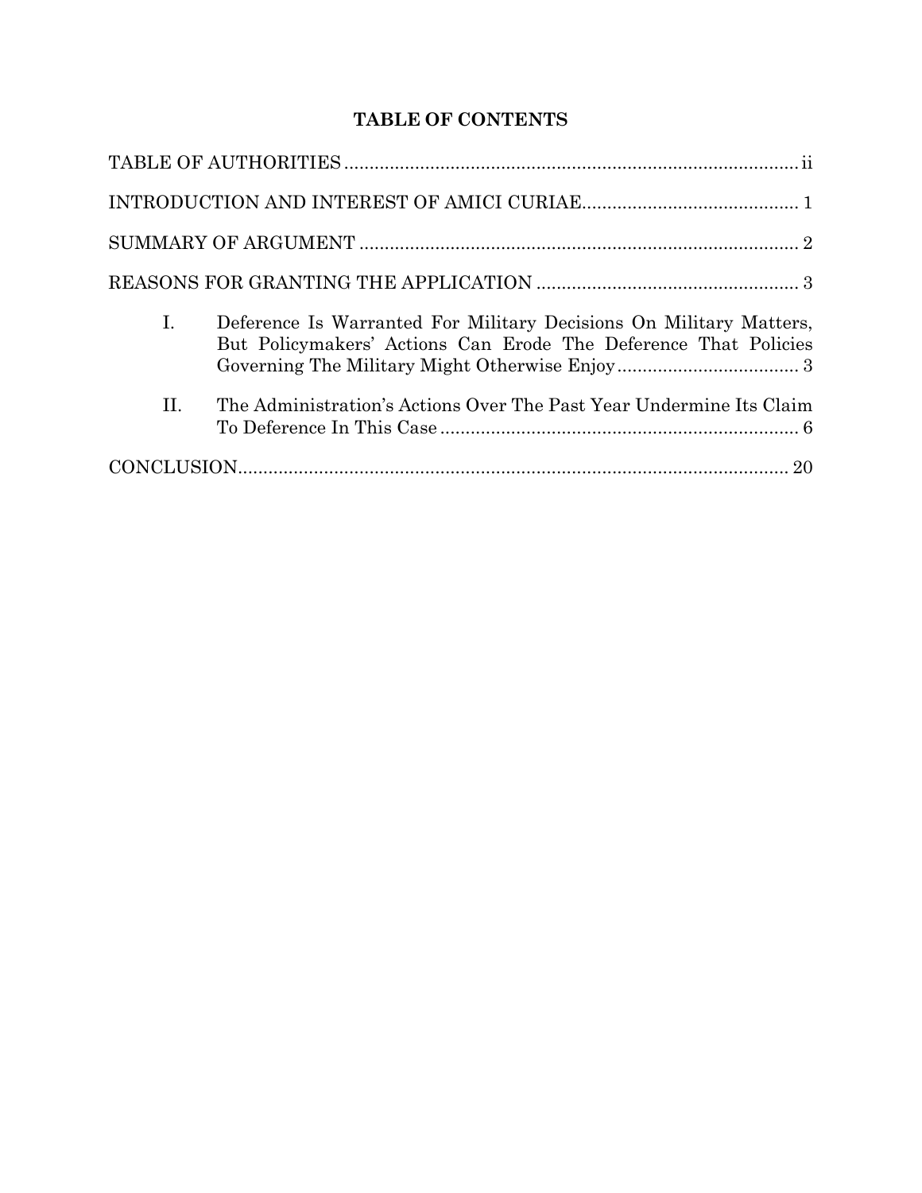# TABLE OF CONTENTS

TABLE OF AUTHORITIES ........................................................................................ ii

INTRODUCTION AND INTEREST OF AMICI CURIAE........................................... 1

SUMMARY OF ARGUMENT ........................................................................................ 2

REASONS FOR GRANTING THE APPLICATION .................................................... 3

I. Deference Is Warranted For Military Decisions On Military Matters, But Policymakers' Actions Can Erode The Deference That Policies Governing The Military Might Otherwise Enjoy .................................... 3

II. The Administration's Actions Over The Past Year Undermine Its Claim To Deference In This Case ....................................................................... 6

CONCLUSION.............................................................................................................. 20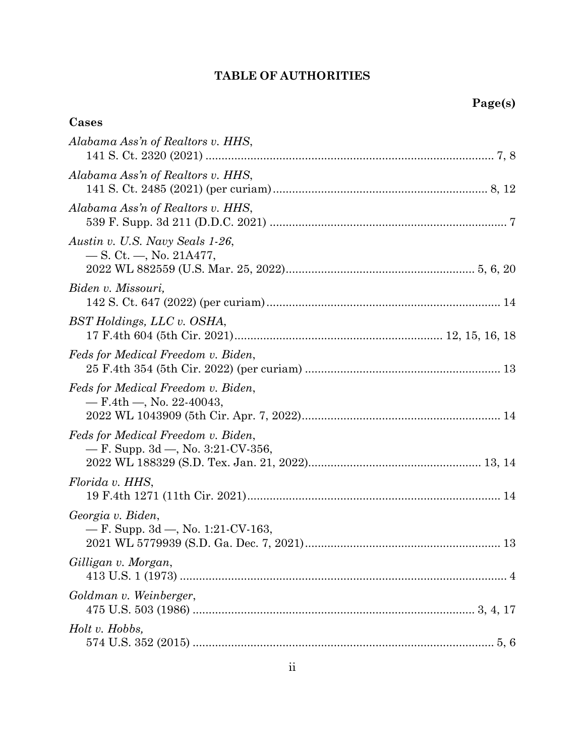## TABLE OF AUTHORITIES

**Page(s)**

### Cases

*Alabama Ass'n of Realtors v. HHS*,
141 S. Ct. 2320 (2021) .......................................................................................... 7, 8

*Alabama Ass'n of Realtors v. HHS*,
141 S. Ct. 2485 (2021) (per curiam) ................................................................. 8, 12

*Alabama Ass'n of Realtors v. HHS*,
539 F. Supp. 3d 211 (D.D.C. 2021) ........................................................................ 7

*Austin v. U.S. Navy Seals 1-26*,
— S. Ct. —, No. 21A477,
2022 WL 882559 (U.S. Mar. 25, 2022)......................................................... 5, 6, 20

*Biden v. Missouri,*
142 S. Ct. 647 (2022) (per curiam)...................................................................... 14

*BST Holdings, LLC v. OSHA*,
17 F.4th 604 (5th Cir. 2021)................................................................ 12, 15, 16, 18

*Feds for Medical Freedom v. Biden*,
25 F.4th 354 (5th Cir. 2022) (per curiam) ........................................................... 13

*Feds for Medical Freedom v. Biden*,
— F.4th —, No. 22-40043,
2022 WL 1043909 (5th Cir. Apr. 7, 2022)............................................................ 14

*Feds for Medical Freedom v. Biden*,
— F. Supp. 3d —, No. 3:21-CV-356,
2022 WL 188329 (S.D. Tex. Jan. 21, 2022)..................................................... 13, 14

*Florida v. HHS*,
19 F.4th 1271 (11th Cir. 2021).............................................................................. 14

*Georgia v. Biden*,
— F. Supp. 3d —, No. 1:21-CV-163,
2021 WL 5779939 (S.D. Ga. Dec. 7, 2021)........................................................... 13

*Gilligan v. Morgan*,
413 U.S. 1 (1973) ...................................................................................................... 4

*Goldman v. Weinberger*,
475 U.S. 503 (1986) ...................................................................................... 3, 4, 17

*Holt v. Hobbs,*
574 U.S. 352 (2015) ........................................................................................... 5, 6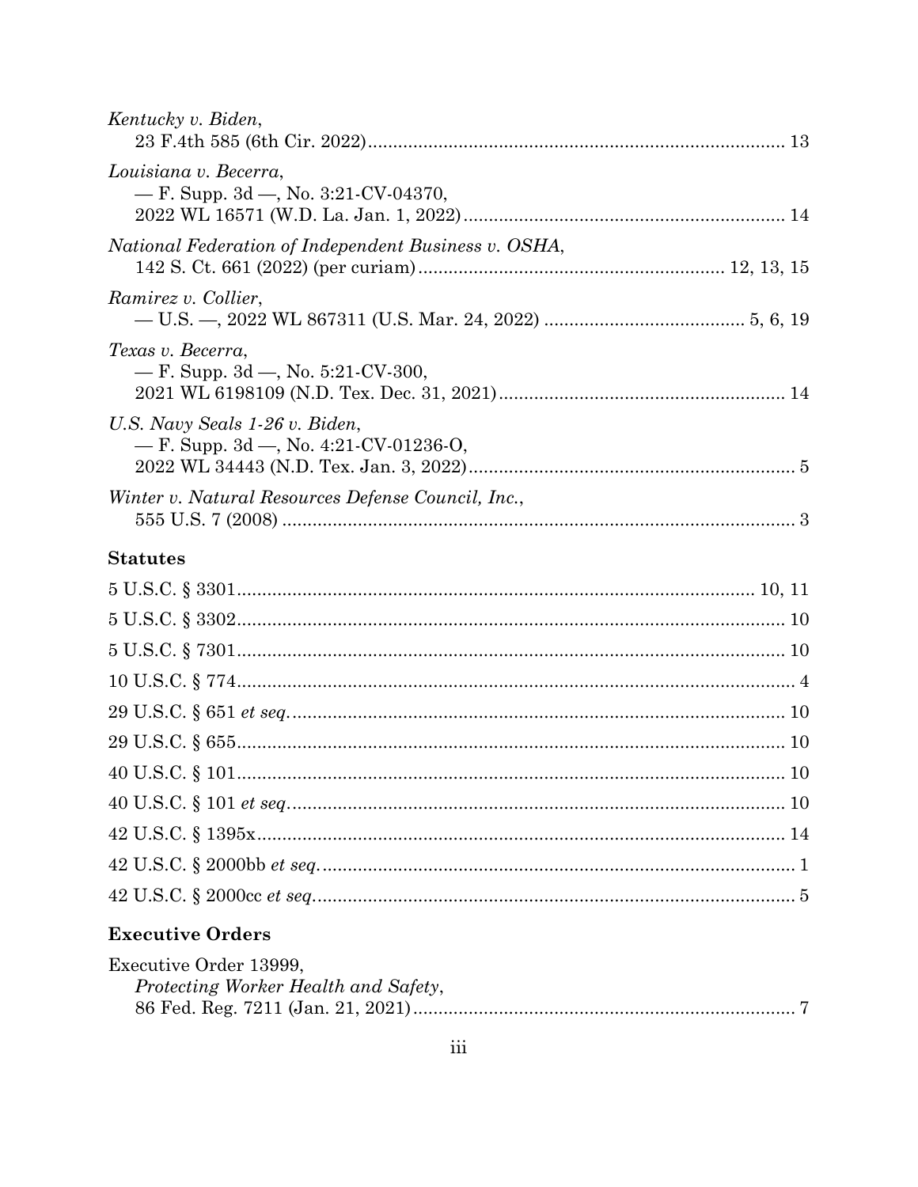*Kentucky v. Biden*,
23 F.4th 585 (6th Cir. 2022) .......... 13

*Louisiana v. Becerra*,
— F. Supp. 3d —, No. 3:21-CV-04370,
2022 WL 16571 (W.D. La. Jan. 1, 2022) .......... 14

*National Federation of Independent Business v. OSHA*,
142 S. Ct. 661 (2022) (per curiam) .......... 12, 13, 15

*Ramirez v. Collier*,
— U.S. —, 2022 WL 867311 (U.S. Mar. 24, 2022) .......... 5, 6, 19

*Texas v. Becerra*,
— F. Supp. 3d —, No. 5:21-CV-300,
2021 WL 6198109 (N.D. Tex. Dec. 31, 2021) .......... 14

*U.S. Navy Seals 1-26 v. Biden*,
— F. Supp. 3d —, No. 4:21-CV-01236-O,
2022 WL 34443 (N.D. Tex. Jan. 3, 2022) .......... 5

*Winter v. Natural Resources Defense Council, Inc.*,
555 U.S. 7 (2008) .......... 3

### Statutes

5 U.S.C. § 3301 .......... 10, 11

5 U.S.C. § 3302 .......... 10

5 U.S.C. § 7301 .......... 10

10 U.S.C. § 774 .......... 4

29 U.S.C. § 651 *et seq.* .......... 10

29 U.S.C. § 655 .......... 10

40 U.S.C. § 101 .......... 10

40 U.S.C. § 101 *et seq.* .......... 10

42 U.S.C. § 1395x .......... 14

42 U.S.C. § 2000bb *et seq.* .......... 1

42 U.S.C. § 2000cc *et seq.* .......... 5

### Executive Orders

Executive Order 13999,
*Protecting Worker Health and Safety*,
86 Fed. Reg. 7211 (Jan. 21, 2021) .......... 7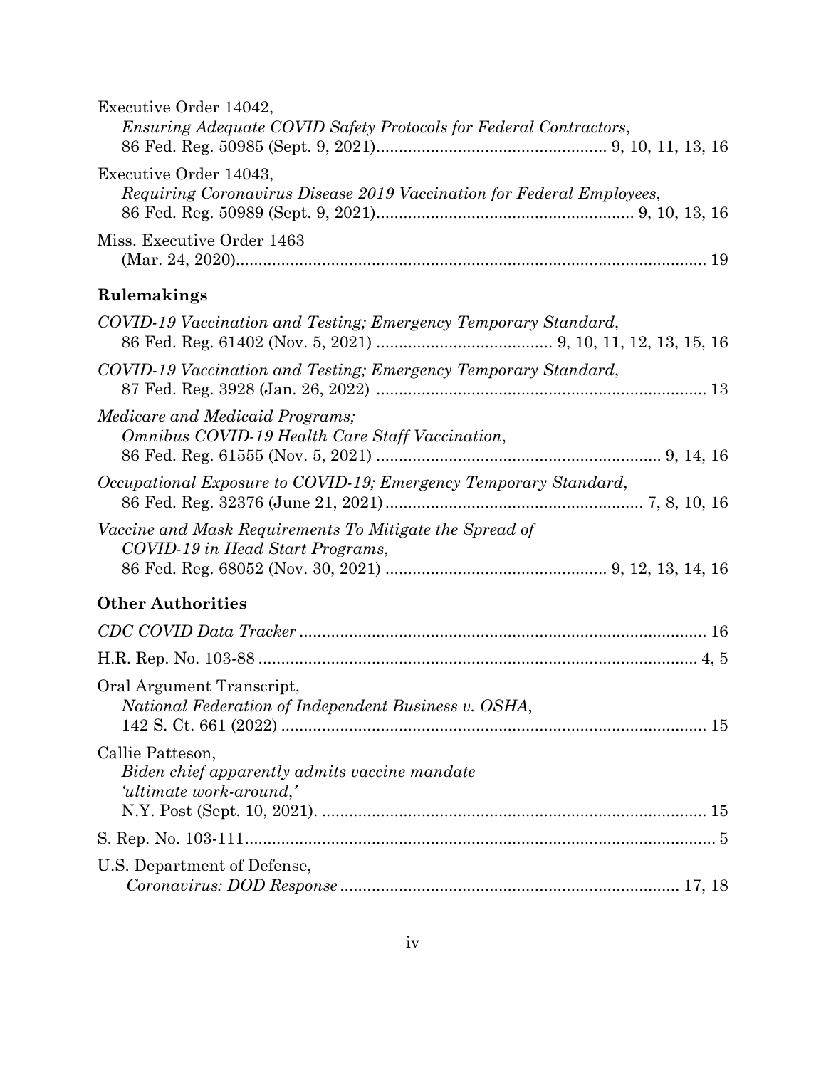Executive Order 14042,
*Ensuring Adequate COVID Safety Protocols for Federal Contractors*,
86 Fed. Reg. 50985 (Sept. 9, 2021) .................................................. 9, 10, 11, 13, 16

Executive Order 14043,
*Requiring Coronavirus Disease 2019 Vaccination for Federal Employees*,
86 Fed. Reg. 50989 (Sept. 9, 2021) ........................................................ 9, 10, 13, 16

Miss. Executive Order 1463
(Mar. 24, 2020) ........................................................................................ 19

## Rulemakings

*COVID-19 Vaccination and Testing; Emergency Temporary Standard*,
86 Fed. Reg. 61402 (Nov. 5, 2021) ...................................... 9, 10, 11, 12, 13, 15, 16

*COVID-19 Vaccination and Testing; Emergency Temporary Standard*,
87 Fed. Reg. 3928 (Jan. 26, 2022) ........................................................................ 13

*Medicare and Medicaid Programs; Omnibus COVID-19 Health Care Staff Vaccination*,
86 Fed. Reg. 61555 (Nov. 5, 2021) .............................................................. 9, 14, 16

*Occupational Exposure to COVID-19; Emergency Temporary Standard*,
86 Fed. Reg. 32376 (June 21, 2021) ........................................................ 7, 8, 10, 16

*Vaccine and Mask Requirements To Mitigate the Spread of COVID-19 in Head Start Programs*,
86 Fed. Reg. 68052 (Nov. 30, 2021) ................................................ 9, 12, 13, 14, 16

## Other Authorities

*CDC COVID Data Tracker* ........................................................................................ 16

H.R. Rep. No. 103-88 ................................................................................................ 4, 5

Oral Argument Transcript,
*National Federation of Independent Business v. OSHA*,
142 S. Ct. 661 (2022) ............................................................................................ 15

Callie Patteson,
*Biden chief apparently admits vaccine mandate 'ultimate work-around,'*
N.Y. Post (Sept. 10, 2021). .................................................................................... 15

S. Rep. No. 103-111 ...................................................................................................... 5

U.S. Department of Defense,
*Coronavirus: DOD Response* .......................................................................... 17, 18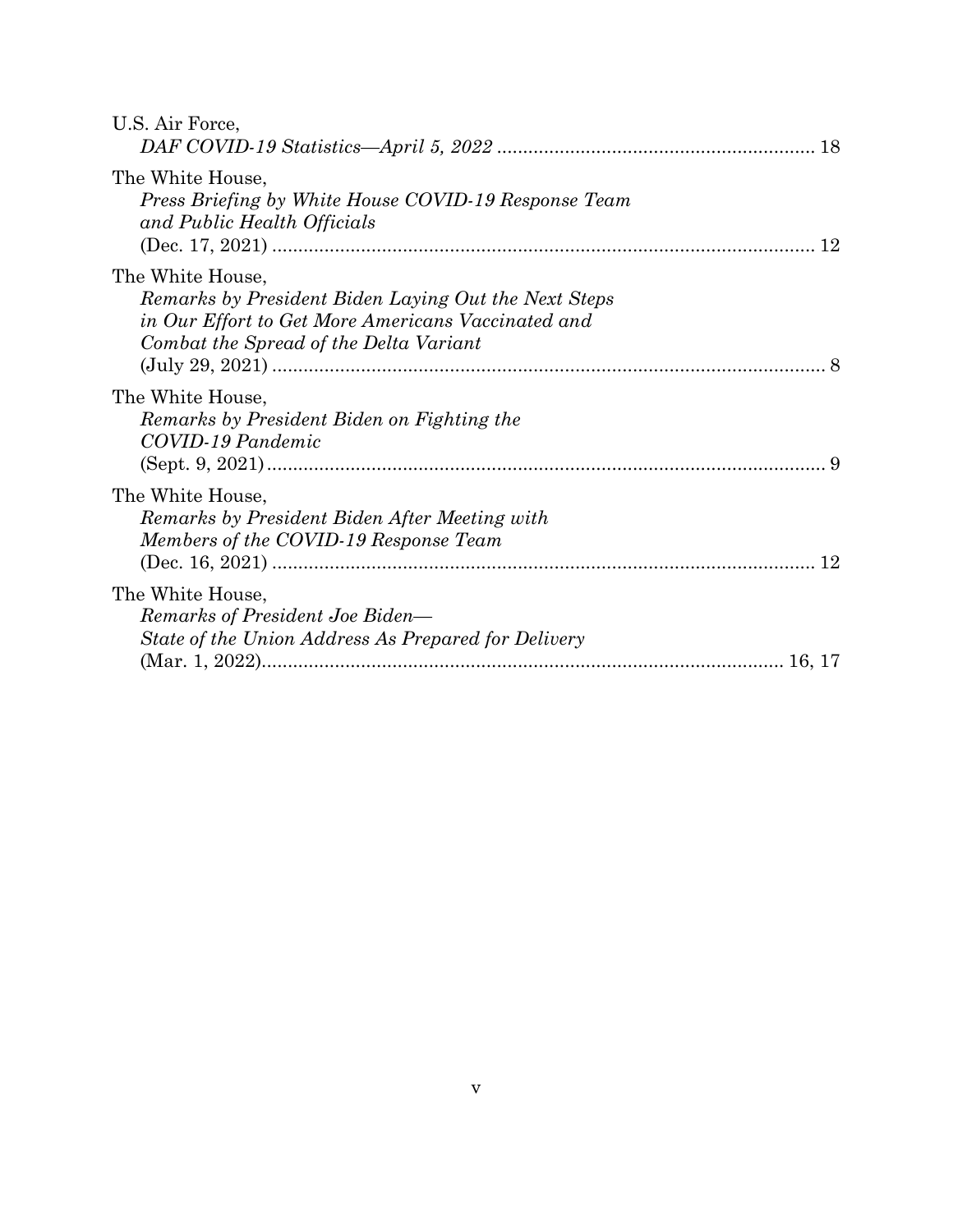U.S. Air Force,
*DAF COVID-19 Statistics—April 5, 2022* ............................................................ 18

The White House,
*Press Briefing by White House COVID-19 Response Team and Public Health Officials*
(Dec. 17, 2021) ............................................................................................ 12

The White House,
*Remarks by President Biden Laying Out the Next Steps in Our Effort to Get More Americans Vaccinated and Combat the Spread of the Delta Variant*
(July 29, 2021) ............................................................................................ 8

The White House,
*Remarks by President Biden on Fighting the COVID-19 Pandemic*
(Sept. 9, 2021) ............................................................................................ 9

The White House,
*Remarks by President Biden After Meeting with Members of the COVID-19 Response Team*
(Dec. 16, 2021) ............................................................................................ 12

The White House,
*Remarks of President Joe Biden—State of the Union Address As Prepared for Delivery*
(Mar. 1, 2022)........................................................................................ 16, 17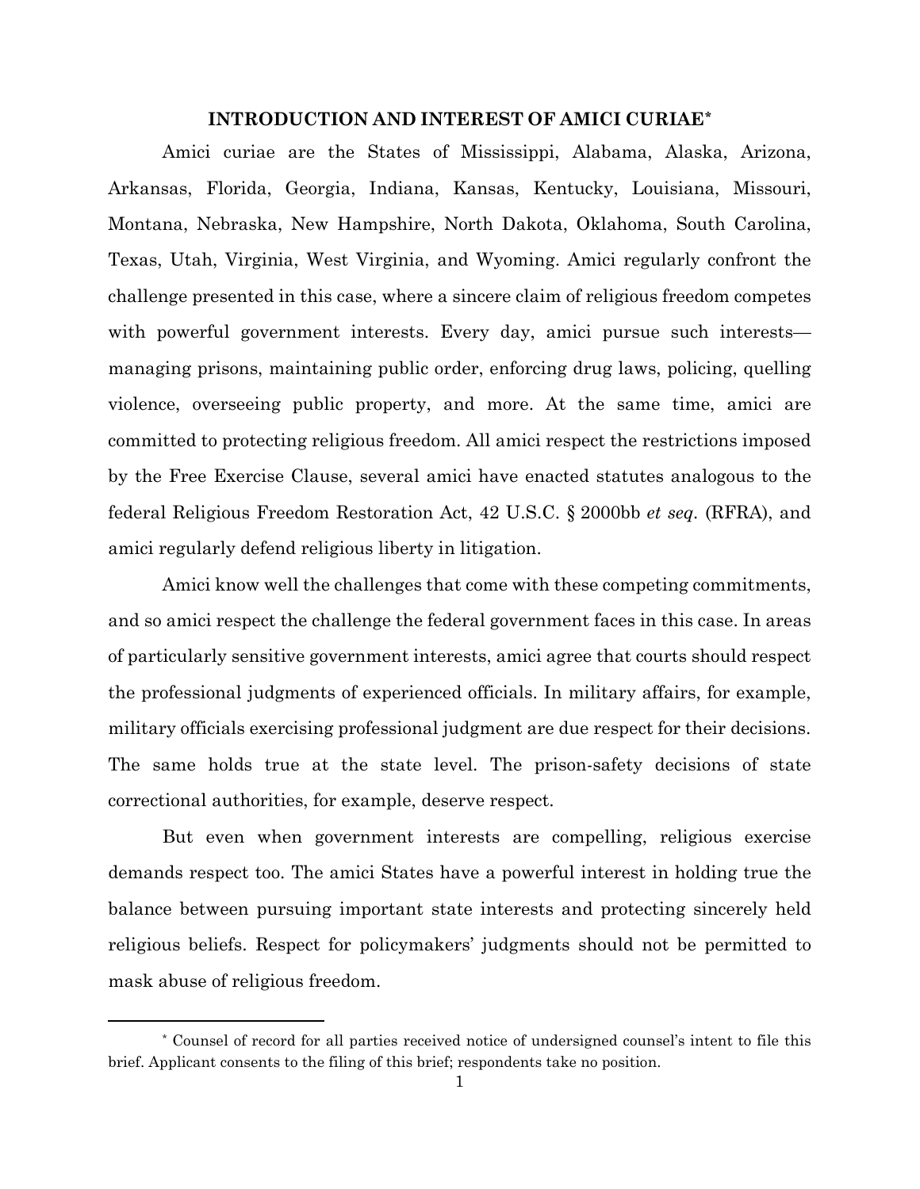## INTRODUCTION AND INTEREST OF AMICI CURIAE*

Amici curiae are the States of Mississippi, Alabama, Alaska, Arizona, Arkansas, Florida, Georgia, Indiana, Kansas, Kentucky, Louisiana, Missouri, Montana, Nebraska, New Hampshire, North Dakota, Oklahoma, South Carolina, Texas, Utah, Virginia, West Virginia, and Wyoming. Amici regularly confront the challenge presented in this case, where a sincere claim of religious freedom competes with powerful government interests. Every day, amici pursue such interests—managing prisons, maintaining public order, enforcing drug laws, policing, quelling violence, overseeing public property, and more. At the same time, amici are committed to protecting religious freedom. All amici respect the restrictions imposed by the Free Exercise Clause, several amici have enacted statutes analogous to the federal Religious Freedom Restoration Act, 42 U.S.C. § 2000bb *et seq.* (RFRA), and amici regularly defend religious liberty in litigation.

Amici know well the challenges that come with these competing commitments, and so amici respect the challenge the federal government faces in this case. In areas of particularly sensitive government interests, amici agree that courts should respect the professional judgments of experienced officials. In military affairs, for example, military officials exercising professional judgment are due respect for their decisions. The same holds true at the state level. The prison-safety decisions of state correctional authorities, for example, deserve respect.

But even when government interests are compelling, religious exercise demands respect too. The amici States have a powerful interest in holding true the balance between pursuing important state interests and protecting sincerely held religious beliefs. Respect for policymakers' judgments should not be permitted to mask abuse of religious freedom.

---

* Counsel of record for all parties received notice of undersigned counsel's intent to file this brief. Applicant consents to the filing of this brief; respondents take no position.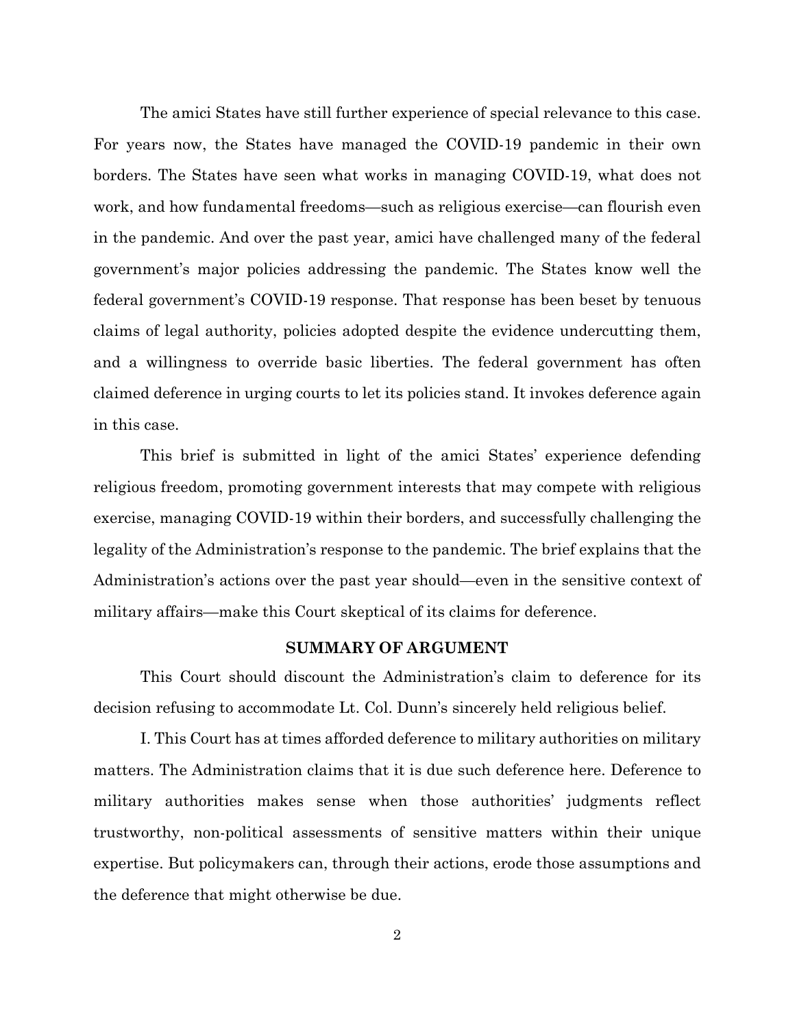The amici States have still further experience of special relevance to this case. For years now, the States have managed the COVID-19 pandemic in their own borders. The States have seen what works in managing COVID-19, what does not work, and how fundamental freedoms—such as religious exercise—can flourish even in the pandemic. And over the past year, amici have challenged many of the federal government's major policies addressing the pandemic. The States know well the federal government's COVID-19 response. That response has been beset by tenuous claims of legal authority, policies adopted despite the evidence undercutting them, and a willingness to override basic liberties. The federal government has often claimed deference in urging courts to let its policies stand. It invokes deference again in this case.

This brief is submitted in light of the amici States' experience defending religious freedom, promoting government interests that may compete with religious exercise, managing COVID-19 within their borders, and successfully challenging the legality of the Administration's response to the pandemic. The brief explains that the Administration's actions over the past year should—even in the sensitive context of military affairs—make this Court skeptical of its claims for deference.

## SUMMARY OF ARGUMENT

This Court should discount the Administration's claim to deference for its decision refusing to accommodate Lt. Col. Dunn's sincerely held religious belief.

I. This Court has at times afforded deference to military authorities on military matters. The Administration claims that it is due such deference here. Deference to military authorities makes sense when those authorities' judgments reflect trustworthy, non-political assessments of sensitive matters within their unique expertise. But policymakers can, through their actions, erode those assumptions and the deference that might otherwise be due.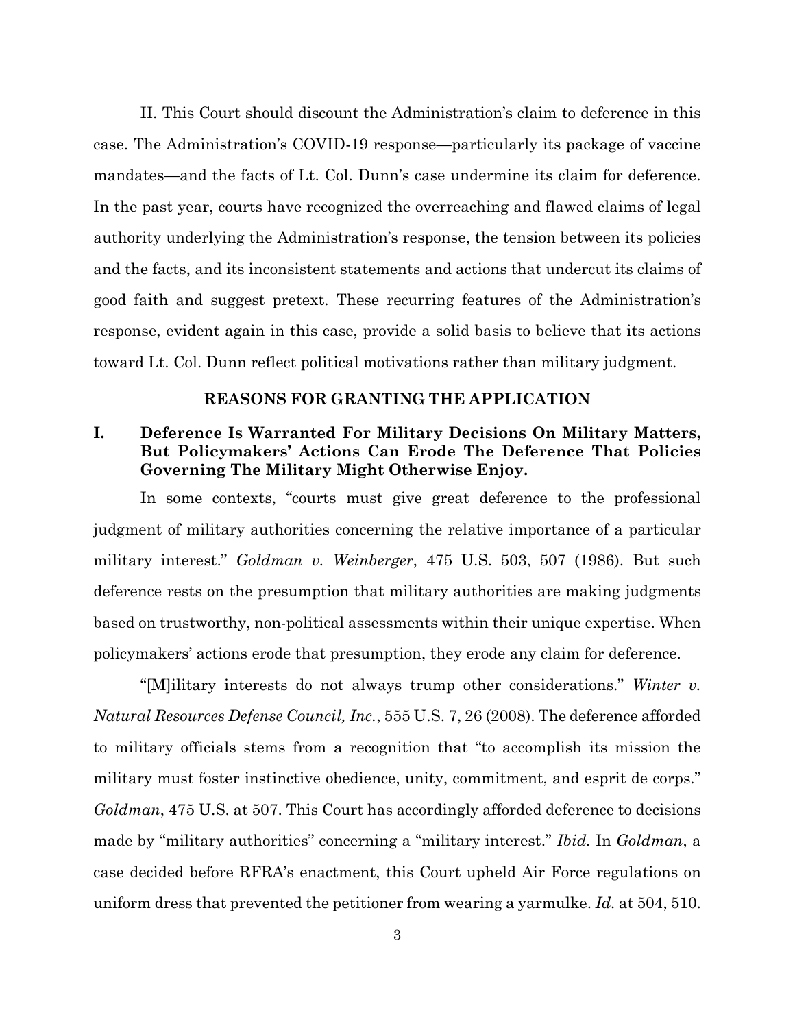II. This Court should discount the Administration's claim to deference in this case. The Administration's COVID-19 response—particularly its package of vaccine mandates—and the facts of Lt. Col. Dunn's case undermine its claim for deference. In the past year, courts have recognized the overreaching and flawed claims of legal authority underlying the Administration's response, the tension between its policies and the facts, and its inconsistent statements and actions that undercut its claims of good faith and suggest pretext. These recurring features of the Administration's response, evident again in this case, provide a solid basis to believe that its actions toward Lt. Col. Dunn reflect political motivations rather than military judgment.

## REASONS FOR GRANTING THE APPLICATION

### I. Deference Is Warranted For Military Decisions On Military Matters, But Policymakers' Actions Can Erode The Deference That Policies Governing The Military Might Otherwise Enjoy.

In some contexts, "courts must give great deference to the professional judgment of military authorities concerning the relative importance of a particular military interest." *Goldman v. Weinberger*, 475 U.S. 503, 507 (1986). But such deference rests on the presumption that military authorities are making judgments based on trustworthy, non-political assessments within their unique expertise. When policymakers' actions erode that presumption, they erode any claim for deference.

"[M]ilitary interests do not always trump other considerations." *Winter v. Natural Resources Defense Council, Inc.*, 555 U.S. 7, 26 (2008). The deference afforded to military officials stems from a recognition that "to accomplish its mission the military must foster instinctive obedience, unity, commitment, and esprit de corps." *Goldman*, 475 U.S. at 507. This Court has accordingly afforded deference to decisions made by "military authorities" concerning a "military interest." *Ibid.* In *Goldman*, a case decided before RFRA's enactment, this Court upheld Air Force regulations on uniform dress that prevented the petitioner from wearing a yarmulke. *Id.* at 504, 510.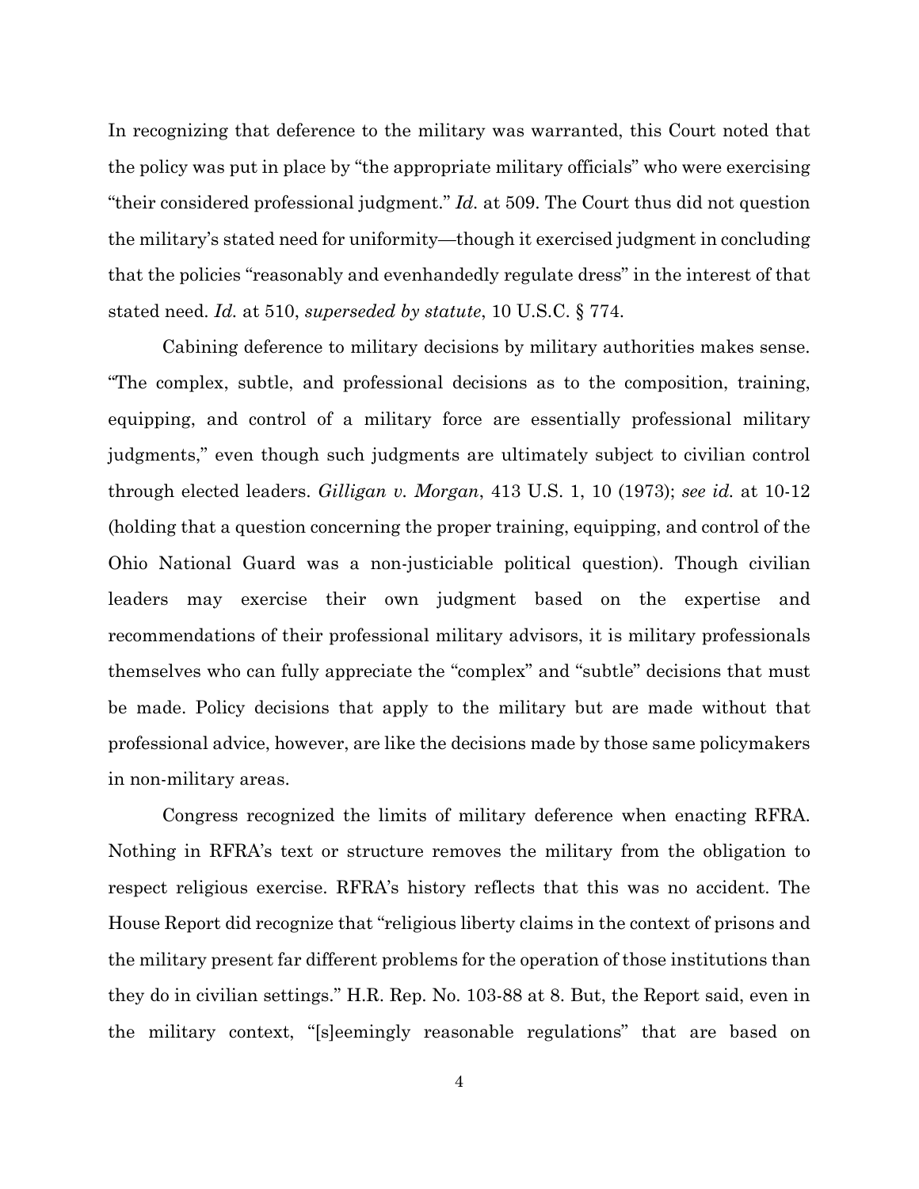In recognizing that deference to the military was warranted, this Court noted that the policy was put in place by "the appropriate military officials" who were exercising "their considered professional judgment." *Id.* at 509. The Court thus did not question the military's stated need for uniformity—though it exercised judgment in concluding that the policies "reasonably and evenhandedly regulate dress" in the interest of that stated need. *Id.* at 510, *superseded by statute*, 10 U.S.C. § 774.

Cabining deference to military decisions by military authorities makes sense. "The complex, subtle, and professional decisions as to the composition, training, equipping, and control of a military force are essentially professional military judgments," even though such judgments are ultimately subject to civilian control through elected leaders. *Gilligan v. Morgan*, 413 U.S. 1, 10 (1973); *see id.* at 10-12 (holding that a question concerning the proper training, equipping, and control of the Ohio National Guard was a non-justiciable political question). Though civilian leaders may exercise their own judgment based on the expertise and recommendations of their professional military advisors, it is military professionals themselves who can fully appreciate the "complex" and "subtle" decisions that must be made. Policy decisions that apply to the military but are made without that professional advice, however, are like the decisions made by those same policymakers in non-military areas.

Congress recognized the limits of military deference when enacting RFRA. Nothing in RFRA's text or structure removes the military from the obligation to respect religious exercise. RFRA's history reflects that this was no accident. The House Report did recognize that "religious liberty claims in the context of prisons and the military present far different problems for the operation of those institutions than they do in civilian settings." H.R. Rep. No. 103-88 at 8. But, the Report said, even in the military context, "[s]eemingly reasonable regulations" that are based on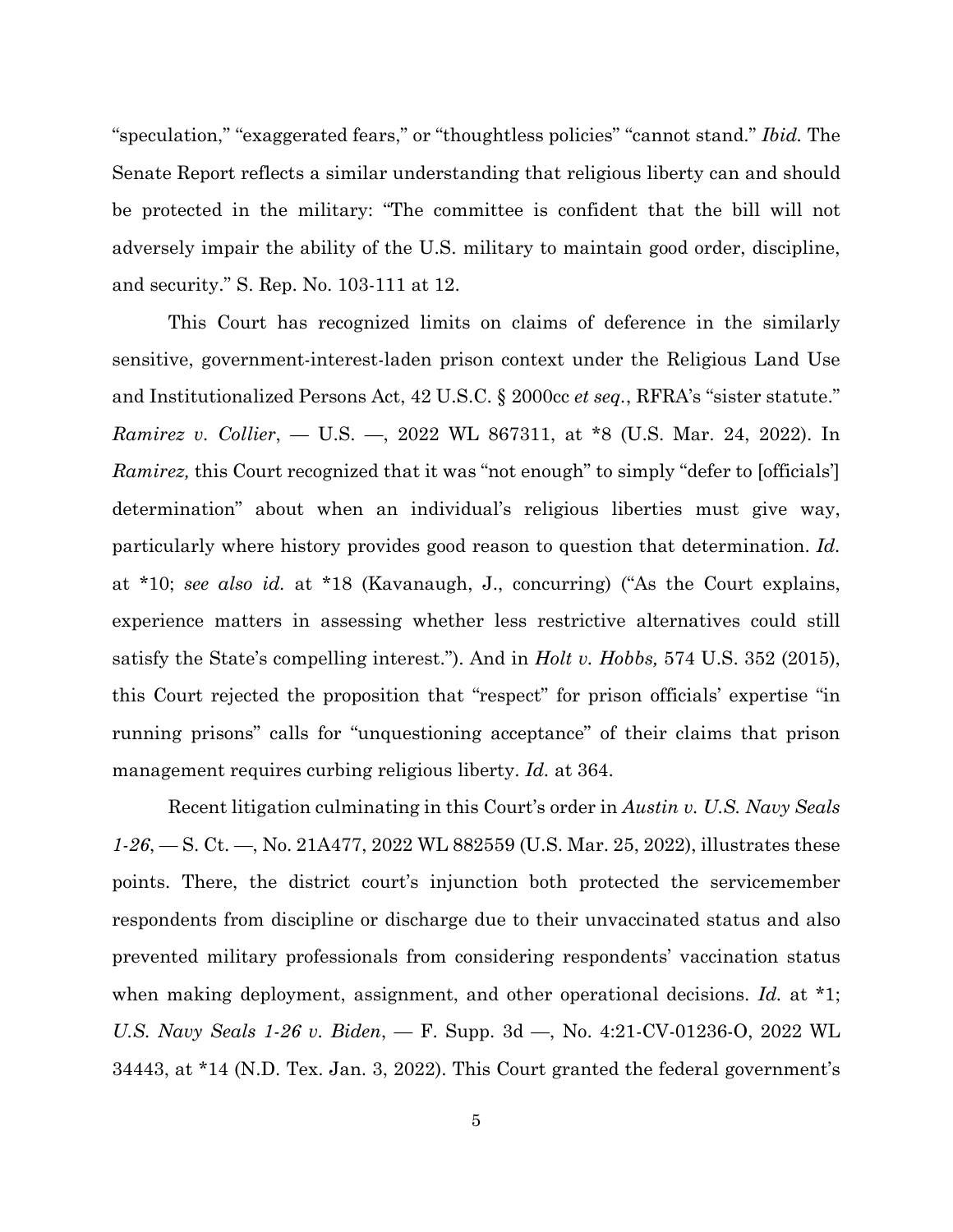"speculation," "exaggerated fears," or "thoughtless policies" "cannot stand." *Ibid.* The Senate Report reflects a similar understanding that religious liberty can and should be protected in the military: "The committee is confident that the bill will not adversely impair the ability of the U.S. military to maintain good order, discipline, and security." S. Rep. No. 103-111 at 12.

This Court has recognized limits on claims of deference in the similarly sensitive, government-interest-laden prison context under the Religious Land Use and Institutionalized Persons Act, 42 U.S.C. § 2000cc *et seq.*, RFRA's "sister statute." *Ramirez v. Collier*, — U.S. —, 2022 WL 867311, at *8 (U.S. Mar. 24, 2022). In *Ramirez,* this Court recognized that it was "not enough" to simply "defer to [officials'] determination" about when an individual's religious liberties must give way, particularly where history provides good reason to question that determination. *Id.* at *10; *see also id.* at *18 (Kavanaugh, J., concurring) ("As the Court explains, experience matters in assessing whether less restrictive alternatives could still satisfy the State's compelling interest."). And in *Holt v. Hobbs,* 574 U.S. 352 (2015), this Court rejected the proposition that "respect" for prison officials' expertise "in running prisons" calls for "unquestioning acceptance" of their claims that prison management requires curbing religious liberty. *Id.* at 364.

Recent litigation culminating in this Court's order in *Austin v. U.S. Navy Seals 1-26*, — S. Ct. —, No. 21A477, 2022 WL 882559 (U.S. Mar. 25, 2022), illustrates these points. There, the district court's injunction both protected the servicemember respondents from discipline or discharge due to their unvaccinated status and also prevented military professionals from considering respondents' vaccination status when making deployment, assignment, and other operational decisions. *Id.* at *1; *U.S. Navy Seals 1-26 v. Biden*, — F. Supp. 3d —, No. 4:21-CV-01236-O, 2022 WL 34443, at *14 (N.D. Tex. Jan. 3, 2022). This Court granted the federal government's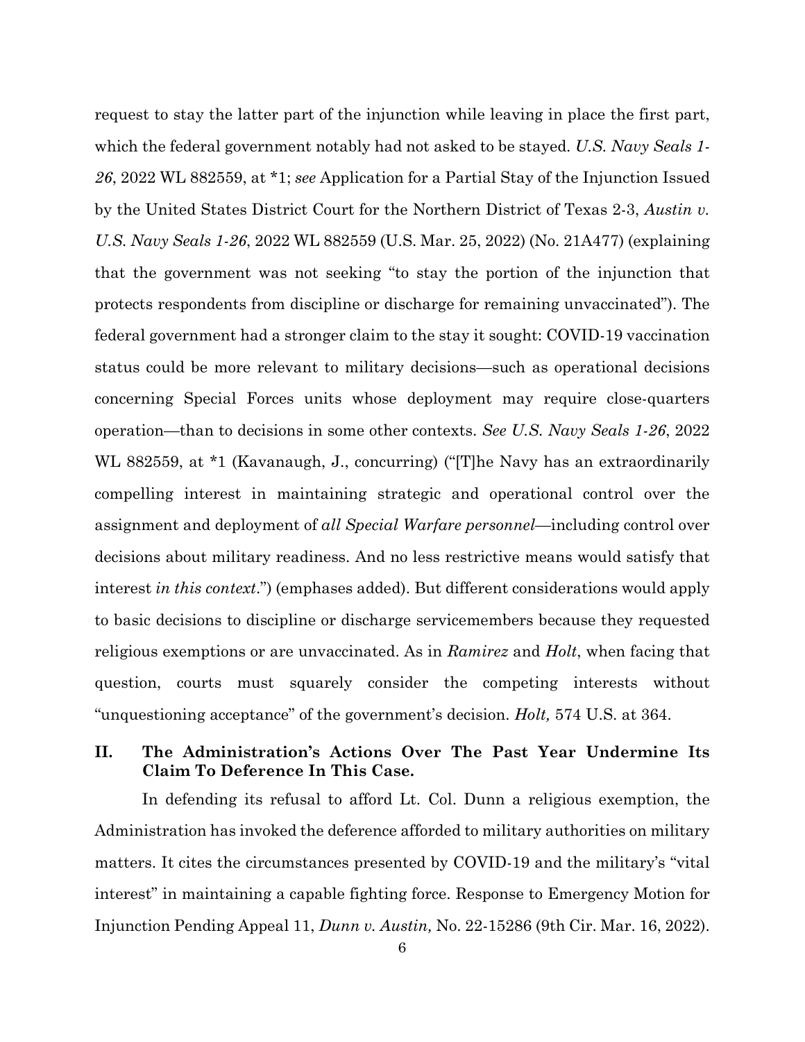request to stay the latter part of the injunction while leaving in place the first part, which the federal government notably had not asked to be stayed. *U.S. Navy Seals 1-26*, 2022 WL 882559, at *1; *see* Application for a Partial Stay of the Injunction Issued by the United States District Court for the Northern District of Texas 2-3, *Austin v. U.S. Navy Seals 1-26*, 2022 WL 882559 (U.S. Mar. 25, 2022) (No. 21A477) (explaining that the government was not seeking "to stay the portion of the injunction that protects respondents from discipline or discharge for remaining unvaccinated"). The federal government had a stronger claim to the stay it sought: COVID-19 vaccination status could be more relevant to military decisions—such as operational decisions concerning Special Forces units whose deployment may require close-quarters operation—than to decisions in some other contexts. *See U.S. Navy Seals 1-26*, 2022 WL 882559, at *1 (Kavanaugh, J., concurring) ("[T]he Navy has an extraordinarily compelling interest in maintaining strategic and operational control over the assignment and deployment of *all Special Warfare personnel*—including control over decisions about military readiness. And no less restrictive means would satisfy that interest *in this context*.") (emphases added). But different considerations would apply to basic decisions to discipline or discharge servicemembers because they requested religious exemptions or are unvaccinated. As in *Ramirez* and *Holt*, when facing that question, courts must squarely consider the competing interests without "unquestioning acceptance" of the government's decision. *Holt,* 574 U.S. at 364.

## II. The Administration's Actions Over The Past Year Undermine Its Claim To Deference In This Case.

In defending its refusal to afford Lt. Col. Dunn a religious exemption, the Administration has invoked the deference afforded to military authorities on military matters. It cites the circumstances presented by COVID-19 and the military's "vital interest" in maintaining a capable fighting force. Response to Emergency Motion for Injunction Pending Appeal 11, *Dunn v. Austin,* No. 22-15286 (9th Cir. Mar. 16, 2022).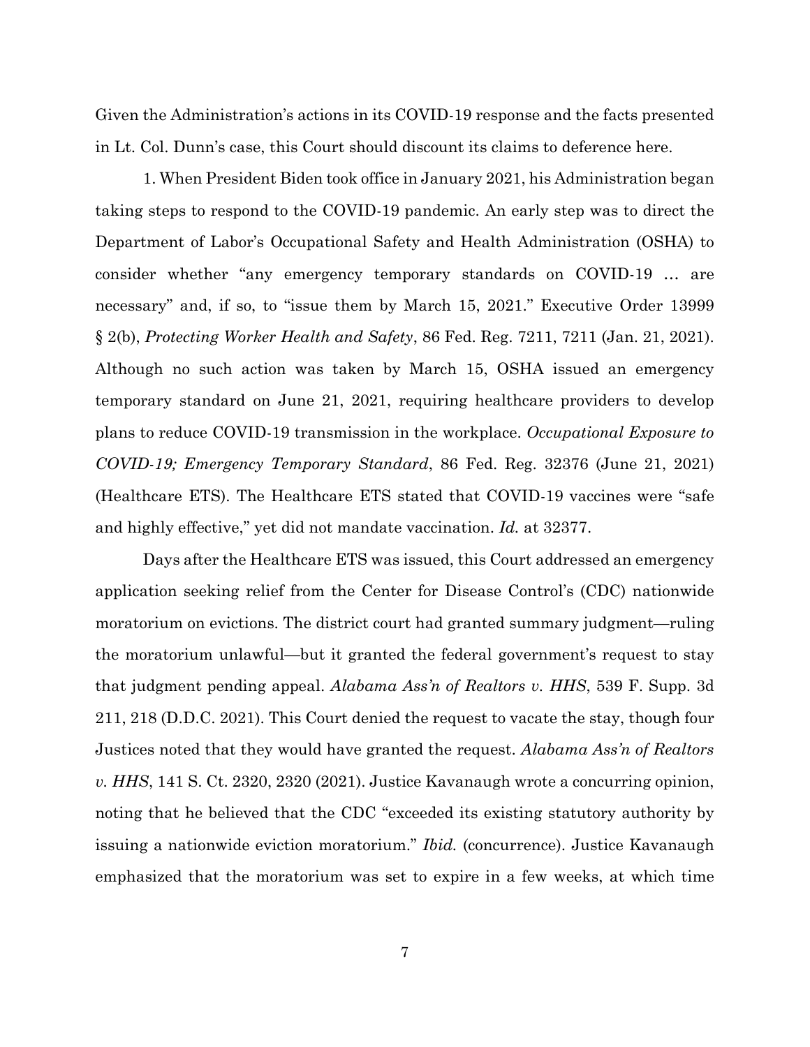Given the Administration's actions in its COVID-19 response and the facts presented in Lt. Col. Dunn's case, this Court should discount its claims to deference here.

1. When President Biden took office in January 2021, his Administration began taking steps to respond to the COVID-19 pandemic. An early step was to direct the Department of Labor's Occupational Safety and Health Administration (OSHA) to consider whether "any emergency temporary standards on COVID-19 … are necessary" and, if so, to "issue them by March 15, 2021." Executive Order 13999 § 2(b), *Protecting Worker Health and Safety*, 86 Fed. Reg. 7211, 7211 (Jan. 21, 2021). Although no such action was taken by March 15, OSHA issued an emergency temporary standard on June 21, 2021, requiring healthcare providers to develop plans to reduce COVID-19 transmission in the workplace. *Occupational Exposure to COVID-19; Emergency Temporary Standard*, 86 Fed. Reg. 32376 (June 21, 2021) (Healthcare ETS). The Healthcare ETS stated that COVID-19 vaccines were "safe and highly effective," yet did not mandate vaccination. *Id.* at 32377.

Days after the Healthcare ETS was issued, this Court addressed an emergency application seeking relief from the Center for Disease Control's (CDC) nationwide moratorium on evictions. The district court had granted summary judgment—ruling the moratorium unlawful—but it granted the federal government's request to stay that judgment pending appeal. *Alabama Ass'n of Realtors v. HHS*, 539 F. Supp. 3d 211, 218 (D.D.C. 2021). This Court denied the request to vacate the stay, though four Justices noted that they would have granted the request. *Alabama Ass'n of Realtors v. HHS*, 141 S. Ct. 2320, 2320 (2021). Justice Kavanaugh wrote a concurring opinion, noting that he believed that the CDC "exceeded its existing statutory authority by issuing a nationwide eviction moratorium." *Ibid.* (concurrence). Justice Kavanaugh emphasized that the moratorium was set to expire in a few weeks, at which time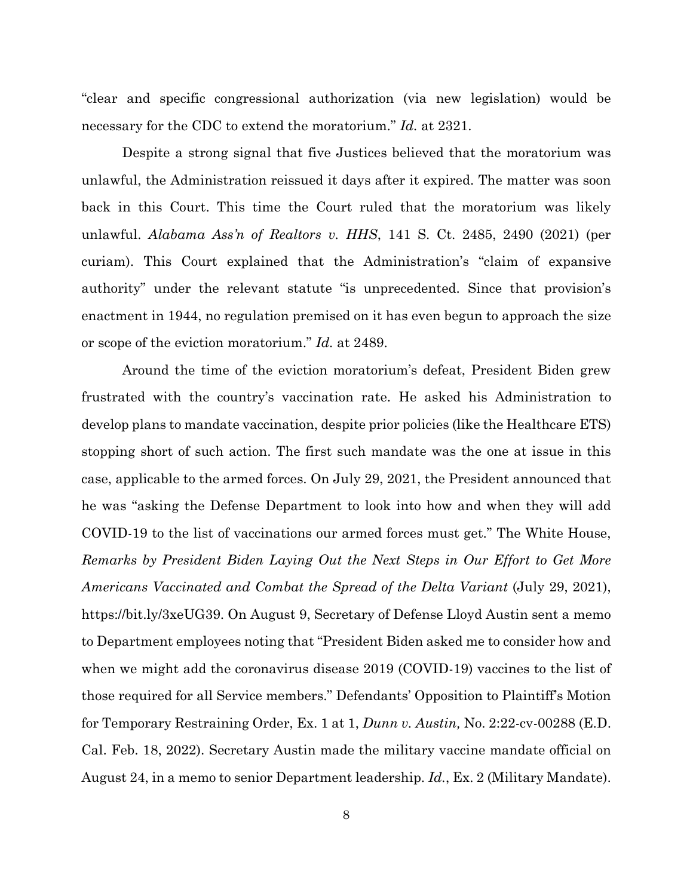"clear and specific congressional authorization (via new legislation) would be necessary for the CDC to extend the moratorium." *Id.* at 2321.

Despite a strong signal that five Justices believed that the moratorium was unlawful, the Administration reissued it days after it expired. The matter was soon back in this Court. This time the Court ruled that the moratorium was likely unlawful. *Alabama Ass'n of Realtors v. HHS*, 141 S. Ct. 2485, 2490 (2021) (per curiam). This Court explained that the Administration's "claim of expansive authority" under the relevant statute "is unprecedented. Since that provision's enactment in 1944, no regulation premised on it has even begun to approach the size or scope of the eviction moratorium." *Id.* at 2489.

Around the time of the eviction moratorium's defeat, President Biden grew frustrated with the country's vaccination rate. He asked his Administration to develop plans to mandate vaccination, despite prior policies (like the Healthcare ETS) stopping short of such action. The first such mandate was the one at issue in this case, applicable to the armed forces. On July 29, 2021, the President announced that he was "asking the Defense Department to look into how and when they will add COVID-19 to the list of vaccinations our armed forces must get." The White House, *Remarks by President Biden Laying Out the Next Steps in Our Effort to Get More Americans Vaccinated and Combat the Spread of the Delta Variant* (July 29, 2021), https://bit.ly/3xeUG39. On August 9, Secretary of Defense Lloyd Austin sent a memo to Department employees noting that "President Biden asked me to consider how and when we might add the coronavirus disease 2019 (COVID-19) vaccines to the list of those required for all Service members." Defendants' Opposition to Plaintiff's Motion for Temporary Restraining Order, Ex. 1 at 1, *Dunn v. Austin,* No. 2:22-cv-00288 (E.D. Cal. Feb. 18, 2022). Secretary Austin made the military vaccine mandate official on August 24, in a memo to senior Department leadership. *Id.*, Ex. 2 (Military Mandate).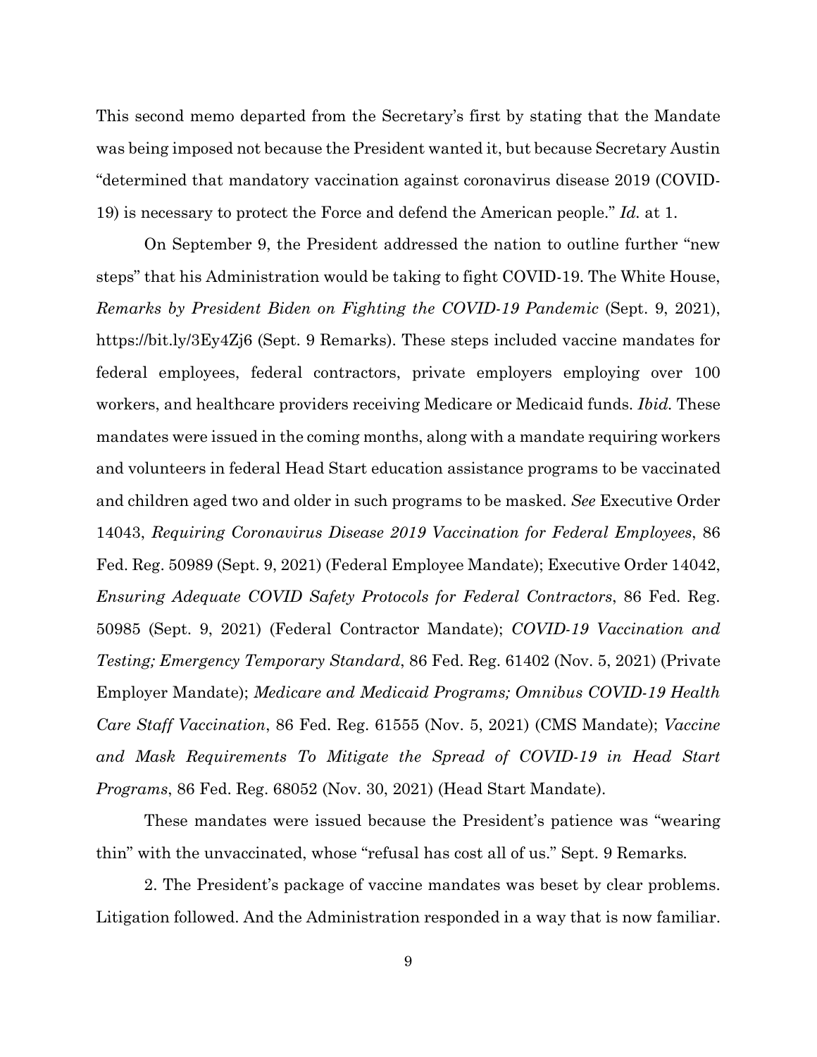This second memo departed from the Secretary's first by stating that the Mandate was being imposed not because the President wanted it, but because Secretary Austin "determined that mandatory vaccination against coronavirus disease 2019 (COVID-19) is necessary to protect the Force and defend the American people." *Id.* at 1.

On September 9, the President addressed the nation to outline further "new steps" that his Administration would be taking to fight COVID-19. The White House, *Remarks by President Biden on Fighting the COVID-19 Pandemic* (Sept. 9, 2021), https://bit.ly/3Ey4Zj6 (Sept. 9 Remarks). These steps included vaccine mandates for federal employees, federal contractors, private employers employing over 100 workers, and healthcare providers receiving Medicare or Medicaid funds. *Ibid.* These mandates were issued in the coming months, along with a mandate requiring workers and volunteers in federal Head Start education assistance programs to be vaccinated and children aged two and older in such programs to be masked. *See* Executive Order 14043, *Requiring Coronavirus Disease 2019 Vaccination for Federal Employees*, 86 Fed. Reg. 50989 (Sept. 9, 2021) (Federal Employee Mandate); Executive Order 14042, *Ensuring Adequate COVID Safety Protocols for Federal Contractors*, 86 Fed. Reg. 50985 (Sept. 9, 2021) (Federal Contractor Mandate); *COVID-19 Vaccination and Testing; Emergency Temporary Standard*, 86 Fed. Reg. 61402 (Nov. 5, 2021) (Private Employer Mandate); *Medicare and Medicaid Programs; Omnibus COVID-19 Health Care Staff Vaccination*, 86 Fed. Reg. 61555 (Nov. 5, 2021) (CMS Mandate); *Vaccine and Mask Requirements To Mitigate the Spread of COVID-19 in Head Start Programs*, 86 Fed. Reg. 68052 (Nov. 30, 2021) (Head Start Mandate).

These mandates were issued because the President's patience was "wearing thin" with the unvaccinated, whose "refusal has cost all of us." Sept. 9 Remarks.

2. The President's package of vaccine mandates was beset by clear problems. Litigation followed. And the Administration responded in a way that is now familiar.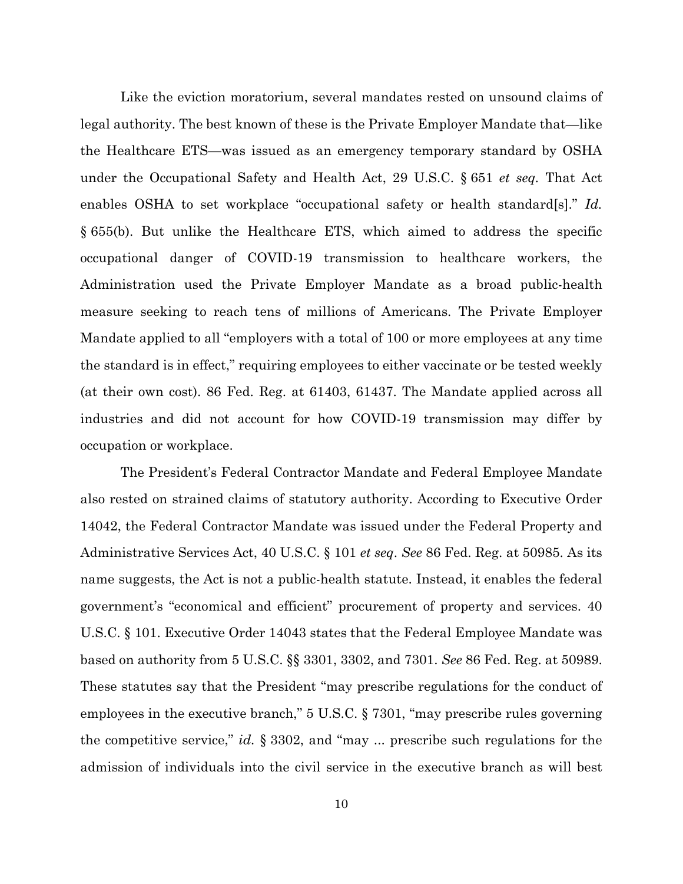Like the eviction moratorium, several mandates rested on unsound claims of legal authority. The best known of these is the Private Employer Mandate that—like the Healthcare ETS—was issued as an emergency temporary standard by OSHA under the Occupational Safety and Health Act, 29 U.S.C. § 651 *et seq*. That Act enables OSHA to set workplace "occupational safety or health standard[s]." *Id.* § 655(b). But unlike the Healthcare ETS, which aimed to address the specific occupational danger of COVID-19 transmission to healthcare workers, the Administration used the Private Employer Mandate as a broad public-health measure seeking to reach tens of millions of Americans. The Private Employer Mandate applied to all "employers with a total of 100 or more employees at any time the standard is in effect," requiring employees to either vaccinate or be tested weekly (at their own cost). 86 Fed. Reg. at 61403, 61437. The Mandate applied across all industries and did not account for how COVID-19 transmission may differ by occupation or workplace.

The President's Federal Contractor Mandate and Federal Employee Mandate also rested on strained claims of statutory authority. According to Executive Order 14042, the Federal Contractor Mandate was issued under the Federal Property and Administrative Services Act, 40 U.S.C. § 101 *et seq*. *See* 86 Fed. Reg. at 50985. As its name suggests, the Act is not a public-health statute. Instead, it enables the federal government's "economical and efficient" procurement of property and services. 40 U.S.C. § 101. Executive Order 14043 states that the Federal Employee Mandate was based on authority from 5 U.S.C. §§ 3301, 3302, and 7301. *See* 86 Fed. Reg. at 50989. These statutes say that the President "may prescribe regulations for the conduct of employees in the executive branch," 5 U.S.C. § 7301, "may prescribe rules governing the competitive service," *id.* § 3302, and "may ... prescribe such regulations for the admission of individuals into the civil service in the executive branch as will best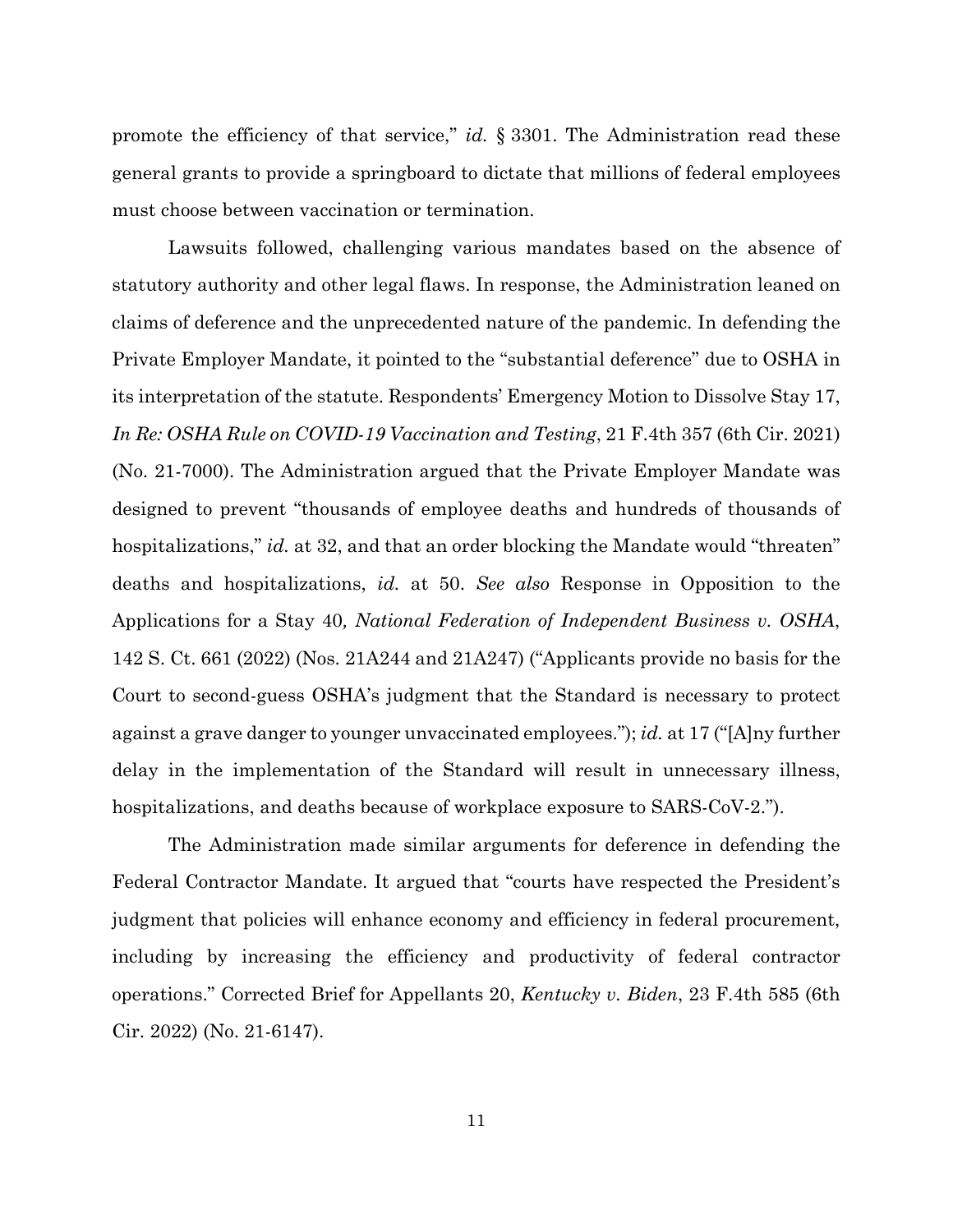promote the efficiency of that service," *id.* § 3301. The Administration read these general grants to provide a springboard to dictate that millions of federal employees must choose between vaccination or termination.

Lawsuits followed, challenging various mandates based on the absence of statutory authority and other legal flaws. In response, the Administration leaned on claims of deference and the unprecedented nature of the pandemic. In defending the Private Employer Mandate, it pointed to the "substantial deference" due to OSHA in its interpretation of the statute. Respondents' Emergency Motion to Dissolve Stay 17, *In Re: OSHA Rule on COVID-19 Vaccination and Testing*, 21 F.4th 357 (6th Cir. 2021) (No. 21-7000). The Administration argued that the Private Employer Mandate was designed to prevent "thousands of employee deaths and hundreds of thousands of hospitalizations," *id.* at 32, and that an order blocking the Mandate would "threaten" deaths and hospitalizations, *id.* at 50. *See also* Response in Opposition to the Applications for a Stay 40, *National Federation of Independent Business v. OSHA*, 142 S. Ct. 661 (2022) (Nos. 21A244 and 21A247) ("Applicants provide no basis for the Court to second-guess OSHA's judgment that the Standard is necessary to protect against a grave danger to younger unvaccinated employees."); *id.* at 17 ("[A]ny further delay in the implementation of the Standard will result in unnecessary illness, hospitalizations, and deaths because of workplace exposure to SARS-CoV-2.").

The Administration made similar arguments for deference in defending the Federal Contractor Mandate. It argued that "courts have respected the President's judgment that policies will enhance economy and efficiency in federal procurement, including by increasing the efficiency and productivity of federal contractor operations." Corrected Brief for Appellants 20, *Kentucky v. Biden*, 23 F.4th 585 (6th Cir. 2022) (No. 21-6147).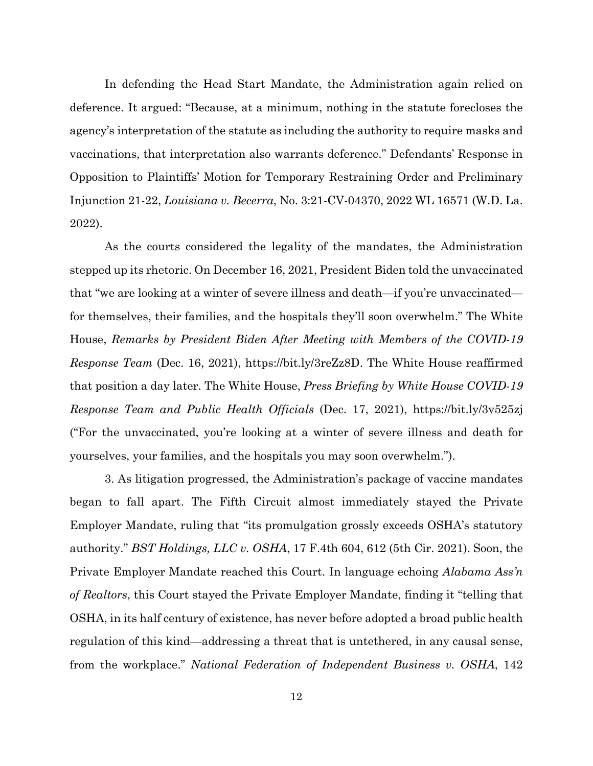In defending the Head Start Mandate, the Administration again relied on deference. It argued: "Because, at a minimum, nothing in the statute forecloses the agency's interpretation of the statute as including the authority to require masks and vaccinations, that interpretation also warrants deference." Defendants' Response in Opposition to Plaintiffs' Motion for Temporary Restraining Order and Preliminary Injunction 21-22, *Louisiana v. Becerra*, No. 3:21-CV-04370, 2022 WL 16571 (W.D. La. 2022).

As the courts considered the legality of the mandates, the Administration stepped up its rhetoric. On December 16, 2021, President Biden told the unvaccinated that "we are looking at a winter of severe illness and death—if you're unvaccinated—for themselves, their families, and the hospitals they'll soon overwhelm." The White House, *Remarks by President Biden After Meeting with Members of the COVID-19 Response Team* (Dec. 16, 2021), https://bit.ly/3reZz8D. The White House reaffirmed that position a day later. The White House, *Press Briefing by White House COVID-19 Response Team and Public Health Officials* (Dec. 17, 2021), https://bit.ly/3v525zj ("For the unvaccinated, you're looking at a winter of severe illness and death for yourselves, your families, and the hospitals you may soon overwhelm.").

3. As litigation progressed, the Administration's package of vaccine mandates began to fall apart. The Fifth Circuit almost immediately stayed the Private Employer Mandate, ruling that "its promulgation grossly exceeds OSHA's statutory authority." *BST Holdings, LLC v. OSHA*, 17 F.4th 604, 612 (5th Cir. 2021). Soon, the Private Employer Mandate reached this Court. In language echoing *Alabama Ass'n of Realtors*, this Court stayed the Private Employer Mandate, finding it "telling that OSHA, in its half century of existence, has never before adopted a broad public health regulation of this kind—addressing a threat that is untethered, in any causal sense, from the workplace." *National Federation of Independent Business v. OSHA*, 142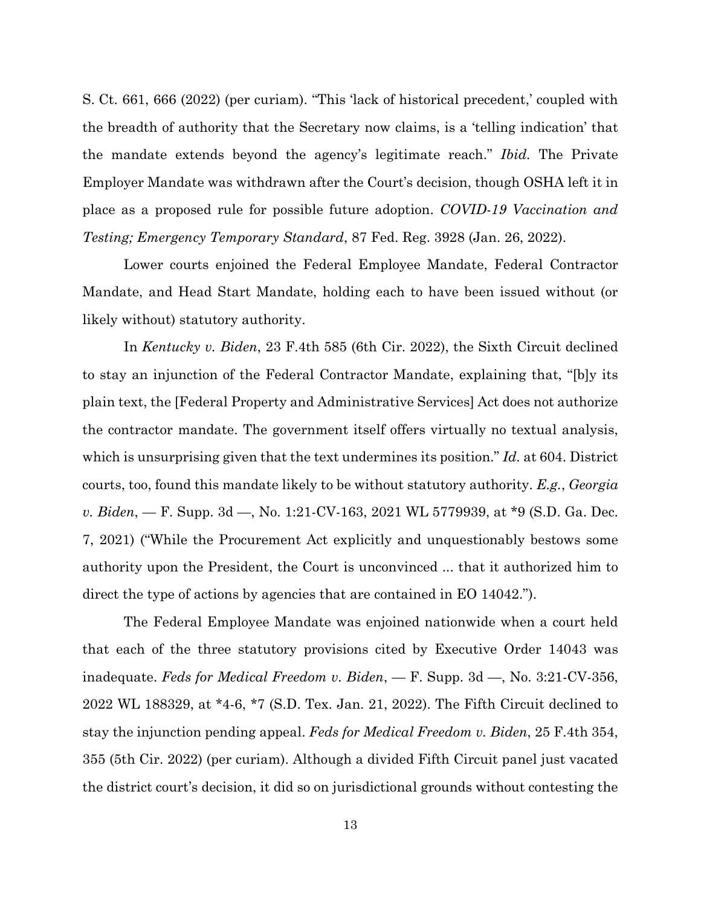S. Ct. 661, 666 (2022) (per curiam). "This 'lack of historical precedent,' coupled with the breadth of authority that the Secretary now claims, is a 'telling indication' that the mandate extends beyond the agency's legitimate reach." *Ibid.* The Private Employer Mandate was withdrawn after the Court's decision, though OSHA left it in place as a proposed rule for possible future adoption. *COVID-19 Vaccination and Testing; Emergency Temporary Standard*, 87 Fed. Reg. 3928 (Jan. 26, 2022).

Lower courts enjoined the Federal Employee Mandate, Federal Contractor Mandate, and Head Start Mandate, holding each to have been issued without (or likely without) statutory authority.

In *Kentucky v. Biden*, 23 F.4th 585 (6th Cir. 2022), the Sixth Circuit declined to stay an injunction of the Federal Contractor Mandate, explaining that, "[b]y its plain text, the [Federal Property and Administrative Services] Act does not authorize the contractor mandate. The government itself offers virtually no textual analysis, which is unsurprising given that the text undermines its position." *Id.* at 604. District courts, too, found this mandate likely to be without statutory authority. *E.g.*, *Georgia v. Biden*, — F. Supp. 3d —, No. 1:21-CV-163, 2021 WL 5779939, at *9 (S.D. Ga. Dec. 7, 2021) ("While the Procurement Act explicitly and unquestionably bestows some authority upon the President, the Court is unconvinced ... that it authorized him to direct the type of actions by agencies that are contained in EO 14042.").

The Federal Employee Mandate was enjoined nationwide when a court held that each of the three statutory provisions cited by Executive Order 14043 was inadequate. *Feds for Medical Freedom v. Biden*, — F. Supp. 3d —, No. 3:21-CV-356, 2022 WL 188329, at *4-6, *7 (S.D. Tex. Jan. 21, 2022). The Fifth Circuit declined to stay the injunction pending appeal. *Feds for Medical Freedom v. Biden*, 25 F.4th 354, 355 (5th Cir. 2022) (per curiam). Although a divided Fifth Circuit panel just vacated the district court's decision, it did so on jurisdictional grounds without contesting the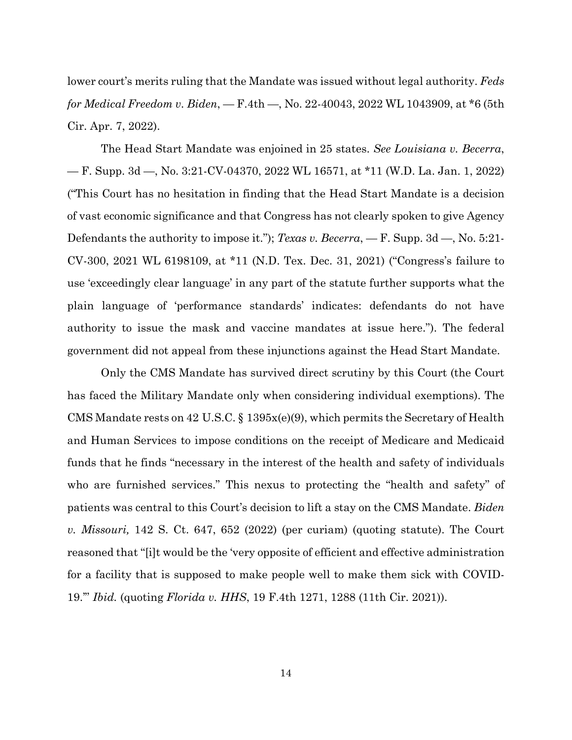lower court's merits ruling that the Mandate was issued without legal authority. *Feds for Medical Freedom v. Biden*, — F.4th —, No. 22-40043, 2022 WL 1043909, at *6 (5th Cir. Apr. 7, 2022).

The Head Start Mandate was enjoined in 25 states. *See Louisiana v. Becerra*, — F. Supp. 3d —, No. 3:21-CV-04370, 2022 WL 16571, at *11 (W.D. La. Jan. 1, 2022) ("This Court has no hesitation in finding that the Head Start Mandate is a decision of vast economic significance and that Congress has not clearly spoken to give Agency Defendants the authority to impose it."); *Texas v. Becerra*, — F. Supp. 3d —, No. 5:21-CV-300, 2021 WL 6198109, at *11 (N.D. Tex. Dec. 31, 2021) ("Congress's failure to use 'exceedingly clear language' in any part of the statute further supports what the plain language of 'performance standards' indicates: defendants do not have authority to issue the mask and vaccine mandates at issue here."). The federal government did not appeal from these injunctions against the Head Start Mandate.

Only the CMS Mandate has survived direct scrutiny by this Court (the Court has faced the Military Mandate only when considering individual exemptions). The CMS Mandate rests on 42 U.S.C. § 1395x(e)(9), which permits the Secretary of Health and Human Services to impose conditions on the receipt of Medicare and Medicaid funds that he finds "necessary in the interest of the health and safety of individuals who are furnished services." This nexus to protecting the "health and safety" of patients was central to this Court's decision to lift a stay on the CMS Mandate. *Biden v. Missouri,* 142 S. Ct. 647, 652 (2022) (per curiam) (quoting statute). The Court reasoned that "[i]t would be the 'very opposite of efficient and effective administration for a facility that is supposed to make people well to make them sick with COVID-19.'" *Ibid.* (quoting *Florida v. HHS*, 19 F.4th 1271, 1288 (11th Cir. 2021)).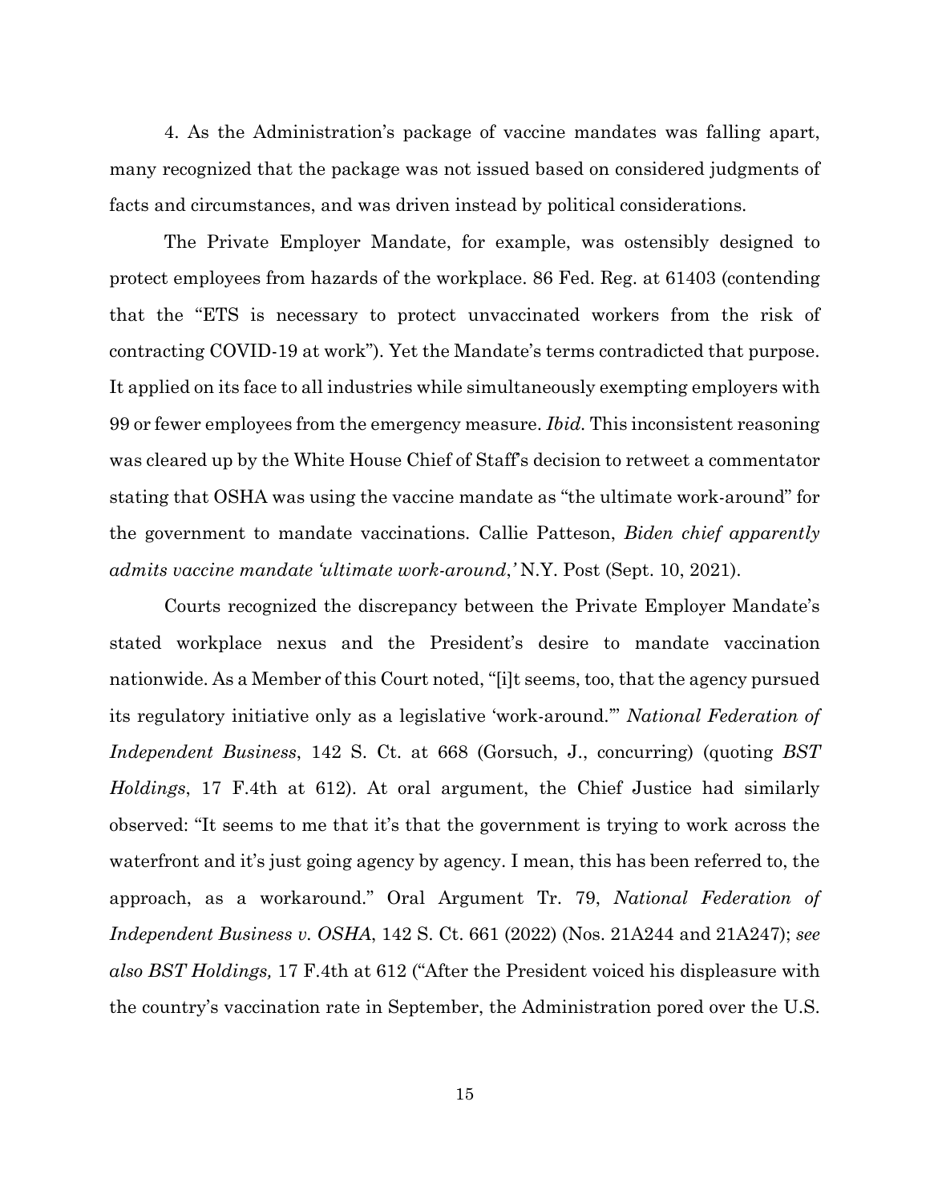4. As the Administration's package of vaccine mandates was falling apart, many recognized that the package was not issued based on considered judgments of facts and circumstances, and was driven instead by political considerations.

The Private Employer Mandate, for example, was ostensibly designed to protect employees from hazards of the workplace. 86 Fed. Reg. at 61403 (contending that the "ETS is necessary to protect unvaccinated workers from the risk of contracting COVID-19 at work"). Yet the Mandate's terms contradicted that purpose. It applied on its face to all industries while simultaneously exempting employers with 99 or fewer employees from the emergency measure. *Ibid.* This inconsistent reasoning was cleared up by the White House Chief of Staff's decision to retweet a commentator stating that OSHA was using the vaccine mandate as "the ultimate work-around" for the government to mandate vaccinations. Callie Patteson, *Biden chief apparently admits vaccine mandate 'ultimate work-around,'* N.Y. Post (Sept. 10, 2021).

Courts recognized the discrepancy between the Private Employer Mandate's stated workplace nexus and the President's desire to mandate vaccination nationwide. As a Member of this Court noted, "[i]t seems, too, that the agency pursued its regulatory initiative only as a legislative 'work-around.'" *National Federation of Independent Business*, 142 S. Ct. at 668 (Gorsuch, J., concurring) (quoting *BST Holdings*, 17 F.4th at 612). At oral argument, the Chief Justice had similarly observed: "It seems to me that it's that the government is trying to work across the waterfront and it's just going agency by agency. I mean, this has been referred to, the approach, as a workaround." Oral Argument Tr. 79, *National Federation of Independent Business v. OSHA*, 142 S. Ct. 661 (2022) (Nos. 21A244 and 21A247); *see also BST Holdings,* 17 F.4th at 612 ("After the President voiced his displeasure with the country's vaccination rate in September, the Administration pored over the U.S.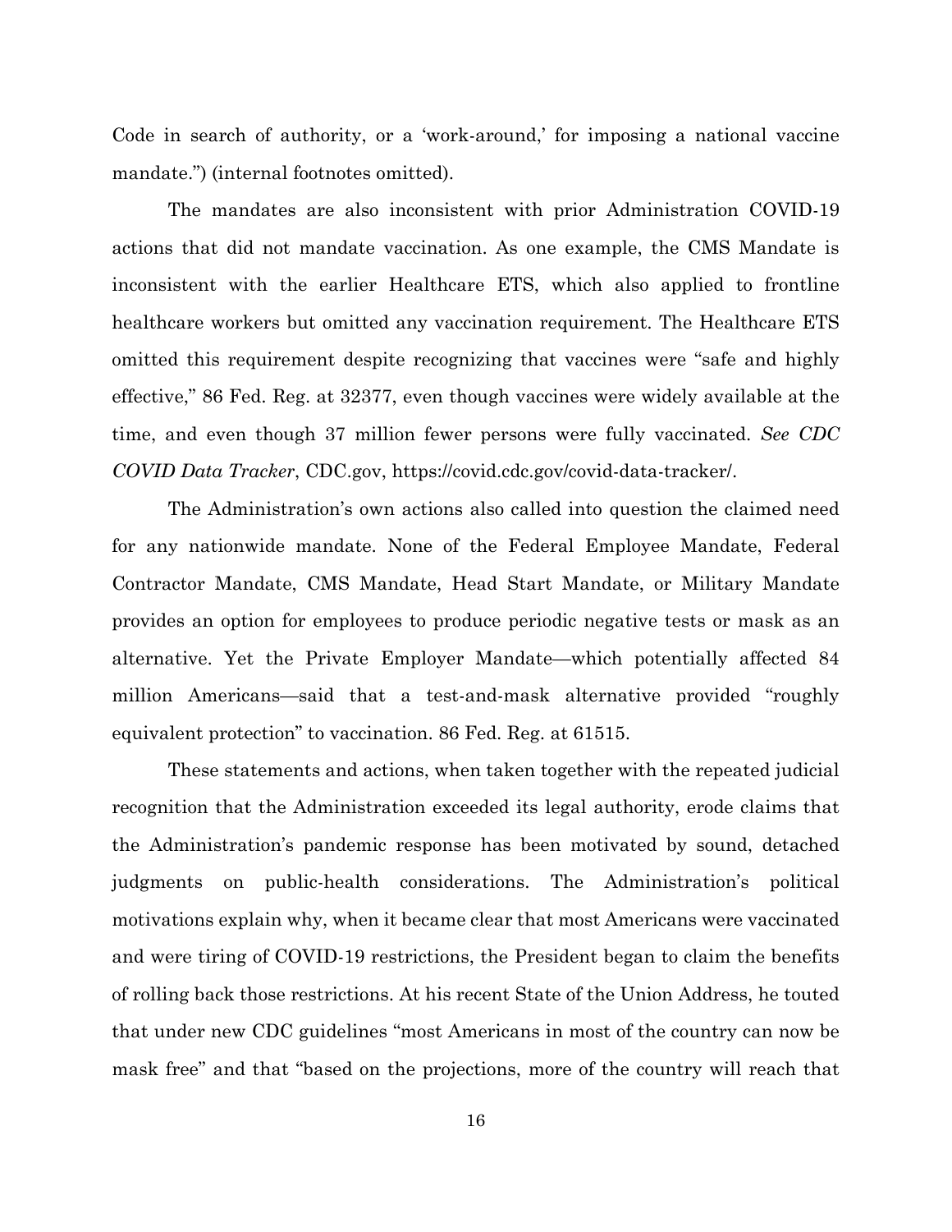Code in search of authority, or a 'work-around,' for imposing a national vaccine mandate.") (internal footnotes omitted).

The mandates are also inconsistent with prior Administration COVID-19 actions that did not mandate vaccination. As one example, the CMS Mandate is inconsistent with the earlier Healthcare ETS, which also applied to frontline healthcare workers but omitted any vaccination requirement. The Healthcare ETS omitted this requirement despite recognizing that vaccines were "safe and highly effective," 86 Fed. Reg. at 32377, even though vaccines were widely available at the time, and even though 37 million fewer persons were fully vaccinated. *See CDC COVID Data Tracker*, CDC.gov, https://covid.cdc.gov/covid-data-tracker/.

The Administration's own actions also called into question the claimed need for any nationwide mandate. None of the Federal Employee Mandate, Federal Contractor Mandate, CMS Mandate, Head Start Mandate, or Military Mandate provides an option for employees to produce periodic negative tests or mask as an alternative. Yet the Private Employer Mandate—which potentially affected 84 million Americans—said that a test-and-mask alternative provided "roughly equivalent protection" to vaccination. 86 Fed. Reg. at 61515.

These statements and actions, when taken together with the repeated judicial recognition that the Administration exceeded its legal authority, erode claims that the Administration's pandemic response has been motivated by sound, detached judgments on public-health considerations. The Administration's political motivations explain why, when it became clear that most Americans were vaccinated and were tiring of COVID-19 restrictions, the President began to claim the benefits of rolling back those restrictions. At his recent State of the Union Address, he touted that under new CDC guidelines "most Americans in most of the country can now be mask free" and that "based on the projections, more of the country will reach that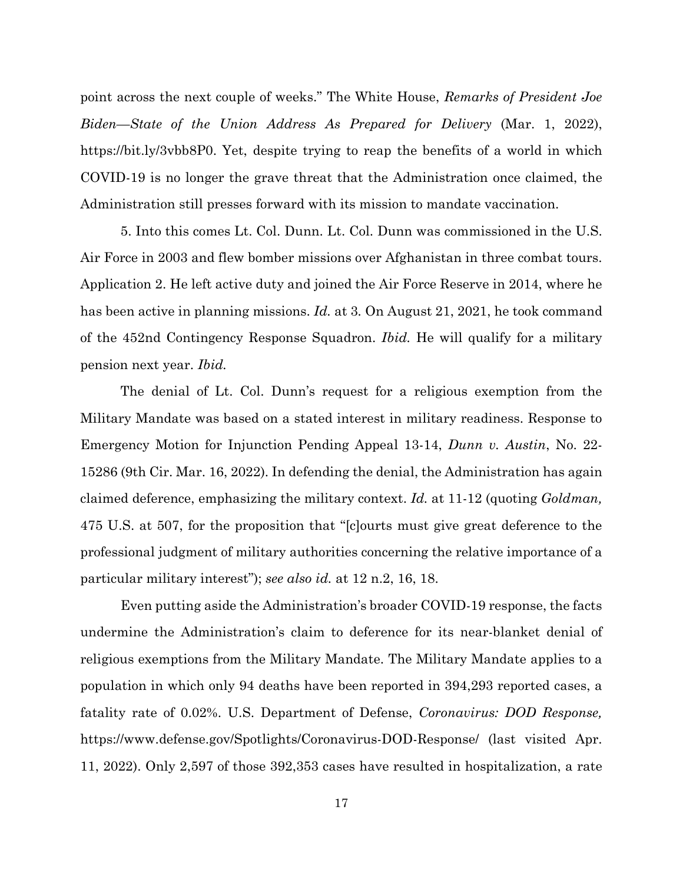point across the next couple of weeks." The White House, *Remarks of President Joe Biden—State of the Union Address As Prepared for Delivery* (Mar. 1, 2022), https://bit.ly/3vbb8P0. Yet, despite trying to reap the benefits of a world in which COVID-19 is no longer the grave threat that the Administration once claimed, the Administration still presses forward with its mission to mandate vaccination.

5. Into this comes Lt. Col. Dunn. Lt. Col. Dunn was commissioned in the U.S. Air Force in 2003 and flew bomber missions over Afghanistan in three combat tours. Application 2. He left active duty and joined the Air Force Reserve in 2014, where he has been active in planning missions. *Id.* at 3. On August 21, 2021, he took command of the 452nd Contingency Response Squadron. *Ibid.* He will qualify for a military pension next year. *Ibid.*

The denial of Lt. Col. Dunn's request for a religious exemption from the Military Mandate was based on a stated interest in military readiness. Response to Emergency Motion for Injunction Pending Appeal 13-14, *Dunn v. Austin*, No. 22-15286 (9th Cir. Mar. 16, 2022). In defending the denial, the Administration has again claimed deference, emphasizing the military context. *Id.* at 11-12 (quoting *Goldman,* 475 U.S. at 507, for the proposition that "[c]ourts must give great deference to the professional judgment of military authorities concerning the relative importance of a particular military interest"); *see also id.* at 12 n.2, 16, 18.

Even putting aside the Administration's broader COVID-19 response, the facts undermine the Administration's claim to deference for its near-blanket denial of religious exemptions from the Military Mandate. The Military Mandate applies to a population in which only 94 deaths have been reported in 394,293 reported cases, a fatality rate of 0.02%. U.S. Department of Defense, *Coronavirus: DOD Response,* https://www.defense.gov/Spotlights/Coronavirus-DOD-Response/ (last visited Apr. 11, 2022). Only 2,597 of those 392,353 cases have resulted in hospitalization, a rate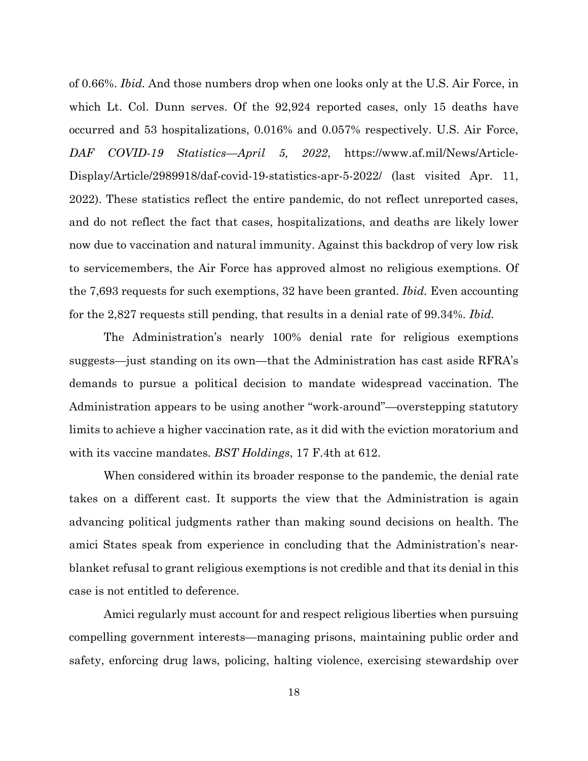of 0.66%. *Ibid.* And those numbers drop when one looks only at the U.S. Air Force, in which Lt. Col. Dunn serves. Of the 92,924 reported cases, only 15 deaths have occurred and 53 hospitalizations, 0.016% and 0.057% respectively. U.S. Air Force, *DAF COVID-19 Statistics—April 5, 2022*, https://www.af.mil/News/Article-Display/Article/2989918/daf-covid-19-statistics-apr-5-2022/ (last visited Apr. 11, 2022). These statistics reflect the entire pandemic, do not reflect unreported cases, and do not reflect the fact that cases, hospitalizations, and deaths are likely lower now due to vaccination and natural immunity. Against this backdrop of very low risk to servicemembers, the Air Force has approved almost no religious exemptions. Of the 7,693 requests for such exemptions, 32 have been granted. *Ibid.* Even accounting for the 2,827 requests still pending, that results in a denial rate of 99.34%. *Ibid.*

The Administration's nearly 100% denial rate for religious exemptions suggests—just standing on its own—that the Administration has cast aside RFRA's demands to pursue a political decision to mandate widespread vaccination. The Administration appears to be using another "work-around"—overstepping statutory limits to achieve a higher vaccination rate, as it did with the eviction moratorium and with its vaccine mandates. *BST Holdings*, 17 F.4th at 612.

When considered within its broader response to the pandemic, the denial rate takes on a different cast. It supports the view that the Administration is again advancing political judgments rather than making sound decisions on health. The amici States speak from experience in concluding that the Administration's near-blanket refusal to grant religious exemptions is not credible and that its denial in this case is not entitled to deference.

Amici regularly must account for and respect religious liberties when pursuing compelling government interests—managing prisons, maintaining public order and safety, enforcing drug laws, policing, halting violence, exercising stewardship over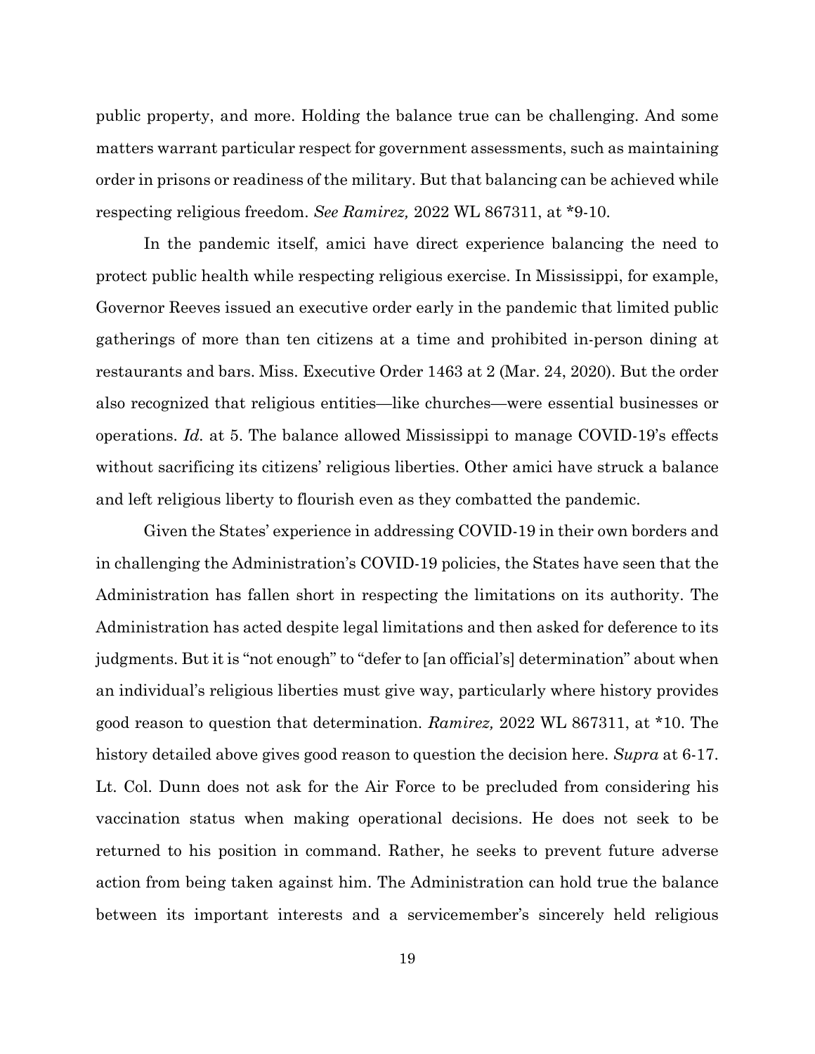public property, and more. Holding the balance true can be challenging. And some matters warrant particular respect for government assessments, such as maintaining order in prisons or readiness of the military. But that balancing can be achieved while respecting religious freedom. *See Ramirez,* 2022 WL 867311, at *9-10.

In the pandemic itself, amici have direct experience balancing the need to protect public health while respecting religious exercise. In Mississippi, for example, Governor Reeves issued an executive order early in the pandemic that limited public gatherings of more than ten citizens at a time and prohibited in-person dining at restaurants and bars. Miss. Executive Order 1463 at 2 (Mar. 24, 2020). But the order also recognized that religious entities—like churches—were essential businesses or operations. *Id.* at 5. The balance allowed Mississippi to manage COVID-19's effects without sacrificing its citizens' religious liberties. Other amici have struck a balance and left religious liberty to flourish even as they combatted the pandemic.

Given the States' experience in addressing COVID-19 in their own borders and in challenging the Administration's COVID-19 policies, the States have seen that the Administration has fallen short in respecting the limitations on its authority. The Administration has acted despite legal limitations and then asked for deference to its judgments. But it is "not enough" to "defer to [an official's] determination" about when an individual's religious liberties must give way, particularly where history provides good reason to question that determination. *Ramirez,* 2022 WL 867311, at *10. The history detailed above gives good reason to question the decision here. *Supra* at 6-17. Lt. Col. Dunn does not ask for the Air Force to be precluded from considering his vaccination status when making operational decisions. He does not seek to be returned to his position in command. Rather, he seeks to prevent future adverse action from being taken against him. The Administration can hold true the balance between its important interests and a servicemember's sincerely held religious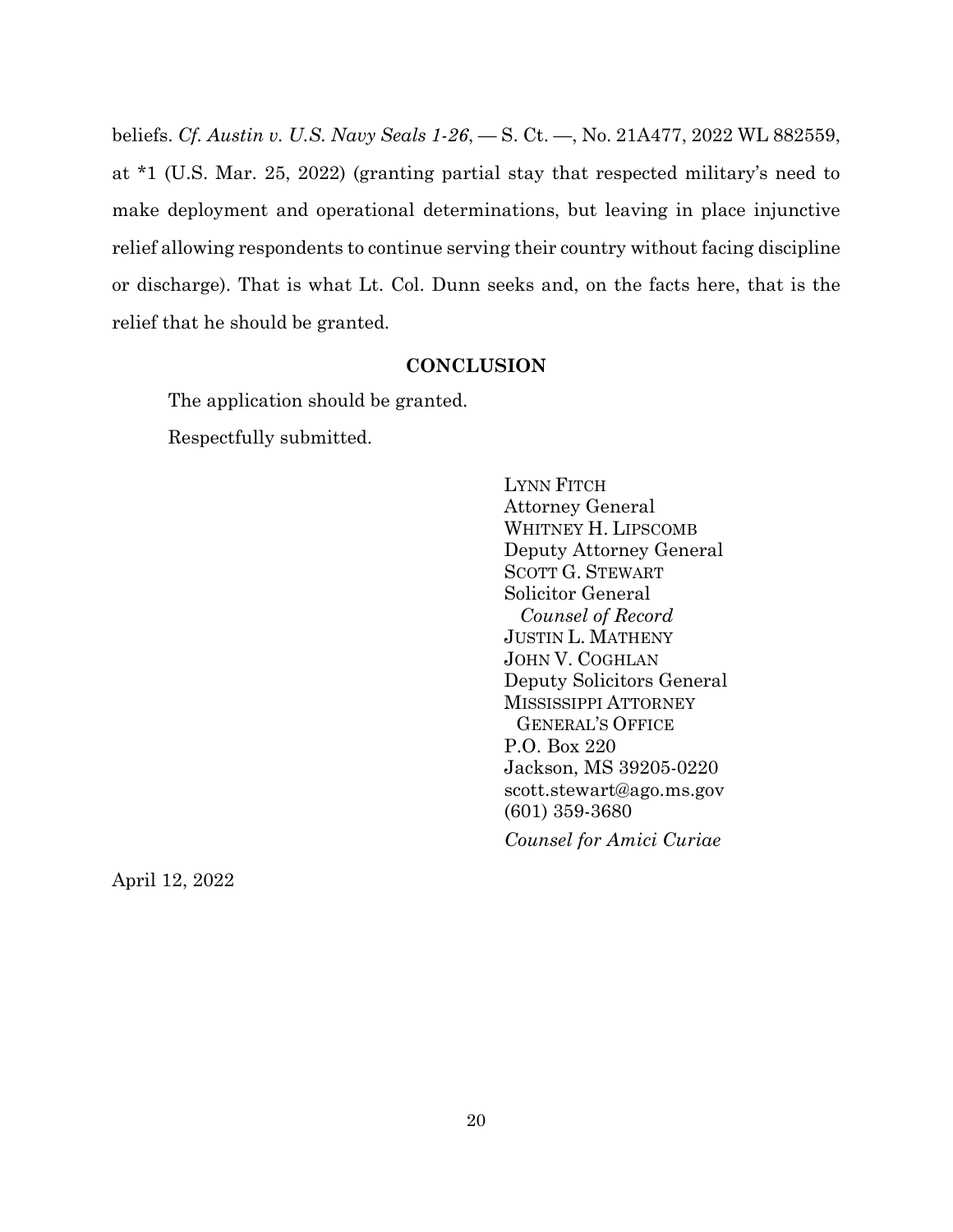beliefs. *Cf. Austin v. U.S. Navy Seals 1-26*, — S. Ct. —, No. 21A477, 2022 WL 882559, at *1 (U.S. Mar. 25, 2022) (granting partial stay that respected military's need to make deployment and operational determinations, but leaving in place injunctive relief allowing respondents to continue serving their country without facing discipline or discharge). That is what Lt. Col. Dunn seeks and, on the facts here, that is the relief that he should be granted.

## CONCLUSION

The application should be granted.

Respectfully submitted.

LYNN FITCH
Attorney General
WHITNEY H. LIPSCOMB
Deputy Attorney General
SCOTT G. STEWART
Solicitor General
*Counsel of Record*
JUSTIN L. MATHENY
JOHN V. COGHLAN
Deputy Solicitors General
MISSISSIPPI ATTORNEY GENERAL'S OFFICE
P.O. Box 220
Jackson, MS 39205-0220
scott.stewart@ago.ms.gov
(601) 359-3680

*Counsel for Amici Curiae*

April 12, 2022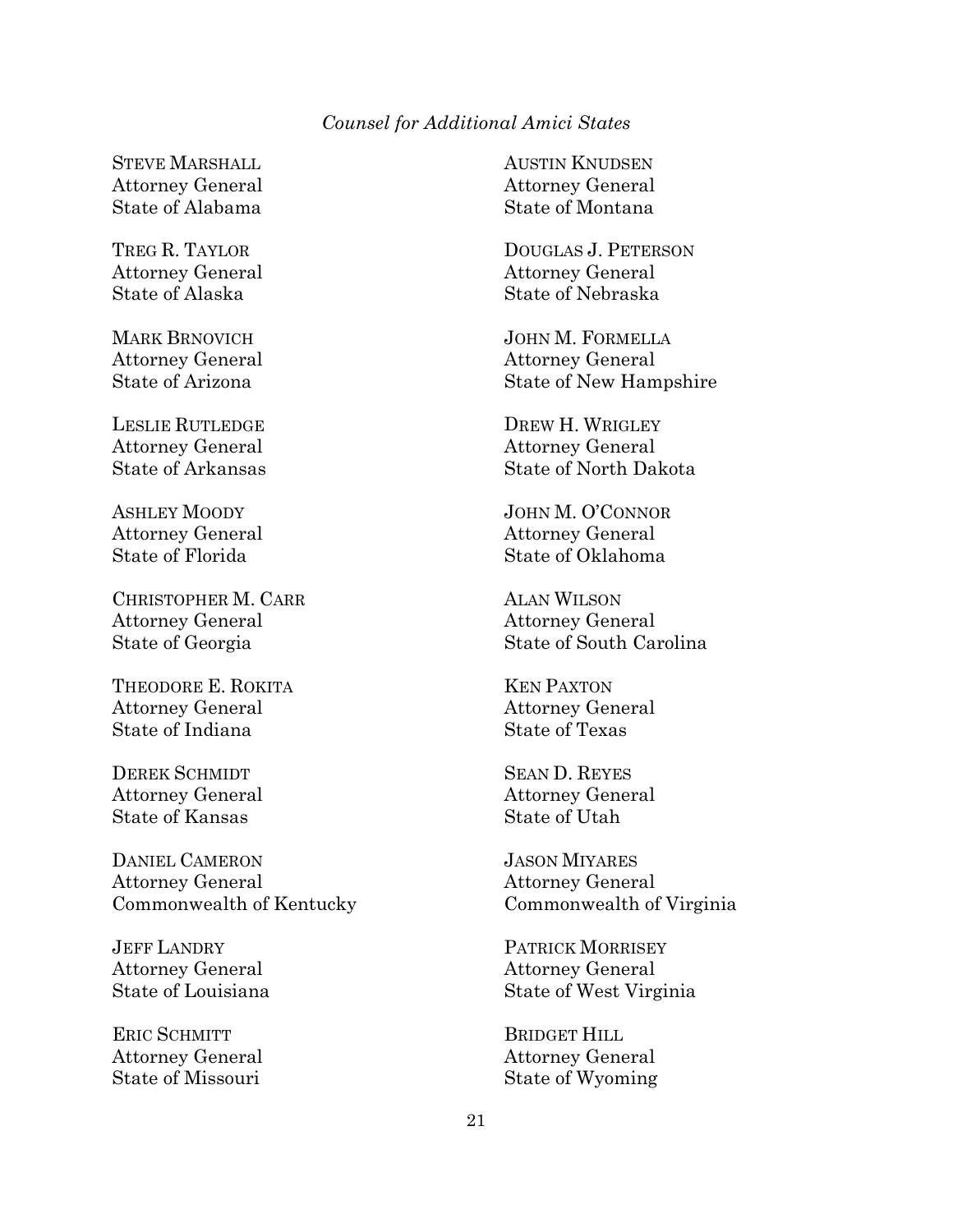*Counsel for Additional Amici States*

STEVE MARSHALL
Attorney General
State of Alabama

TREG R. TAYLOR
Attorney General
State of Alaska

MARK BRNOVICH
Attorney General
State of Arizona

LESLIE RUTLEDGE
Attorney General
State of Arkansas

ASHLEY MOODY
Attorney General
State of Florida

CHRISTOPHER M. CARR
Attorney General
State of Georgia

THEODORE E. ROKITA
Attorney General
State of Indiana

DEREK SCHMIDT
Attorney General
State of Kansas

DANIEL CAMERON
Attorney General
Commonwealth of Kentucky

JEFF LANDRY
Attorney General
State of Louisiana

ERIC SCHMITT
Attorney General
State of Missouri

AUSTIN KNUDSEN
Attorney General
State of Montana

DOUGLAS J. PETERSON
Attorney General
State of Nebraska

JOHN M. FORMELLA
Attorney General
State of New Hampshire

DREW H. WRIGLEY
Attorney General
State of North Dakota

JOHN M. O'CONNOR
Attorney General
State of Oklahoma

ALAN WILSON
Attorney General
State of South Carolina

KEN PAXTON
Attorney General
State of Texas

SEAN D. REYES
Attorney General
State of Utah

JASON MIYARES
Attorney General
Commonwealth of Virginia

PATRICK MORRISEY
Attorney General
State of West Virginia

BRIDGET HILL
Attorney General
State of Wyoming